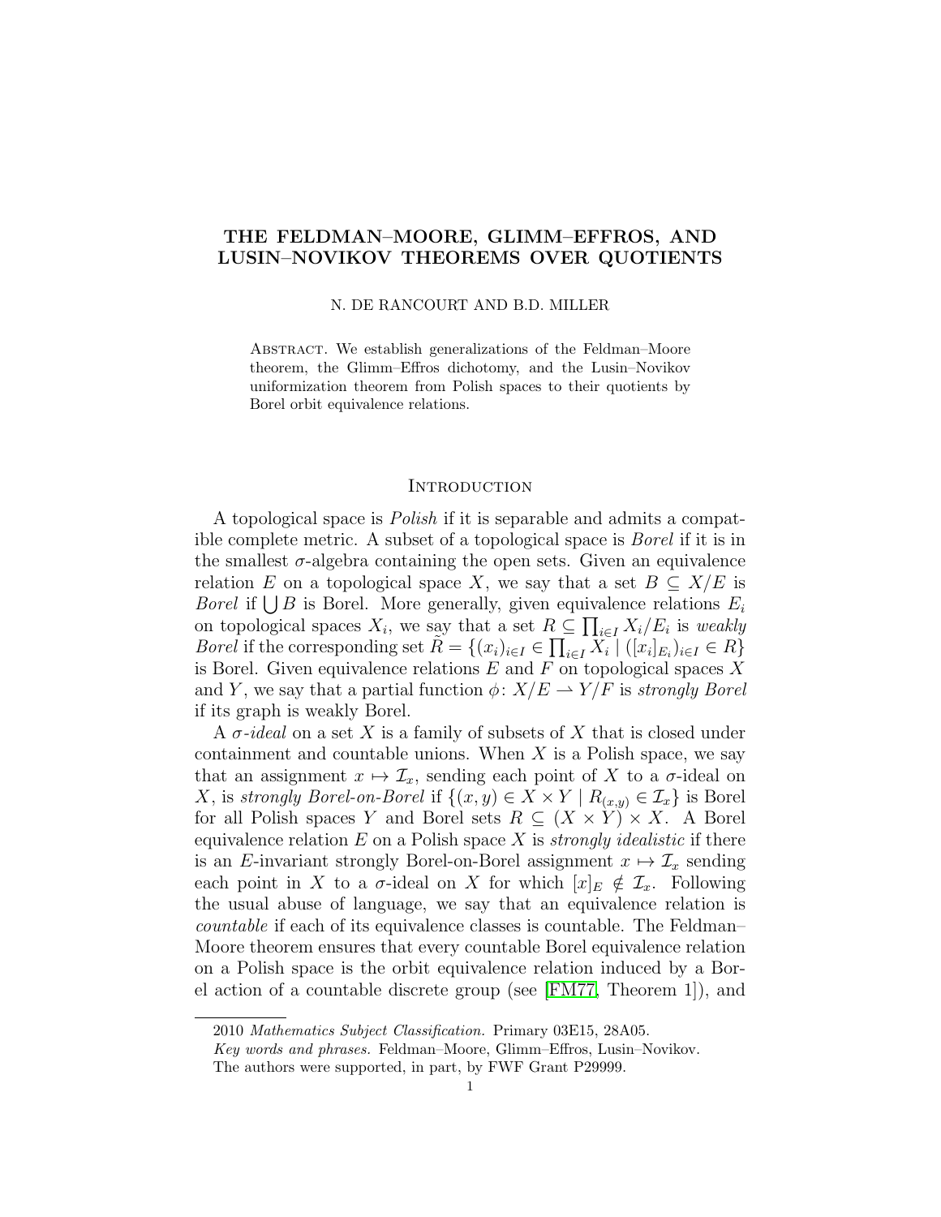# THE FELDMAN–MOORE, GLIMM–EFFROS, AND LUSIN–NOVIKOV THEOREMS OVER QUOTIENTS

N. DE RANCOURT AND B.D. MILLER

Abstract. We establish generalizations of the Feldman–Moore theorem, the Glimm–Effros dichotomy, and the Lusin–Novikov uniformization theorem from Polish spaces to their quotients by Borel orbit equivalence relations.

## Introduction

A topological space is *Polish* if it is separable and admits a compatible complete metric. A subset of a topological space is *Borel* if it is in the smallest $\sigma$-algebra containing the open sets. Given an equivalence relation $E$ on a topological space $X$, we say that a set $B \subseteq X/E$ is *Borel* if $\bigcup B$ is Borel. More generally, given equivalence relations $E_i$ on topological spaces $X_i$, we say that a set $R \subseteq \prod_{i \in I} X_i/E_i$ is *weakly Borel* if the corresponding set $\tilde{R} = \{(x_i)_{i \in I} \in \prod_{i \in I} X_i \mid ([x_i]_{E_i})_{i \in I} \in R\}$ is Borel. Given equivalence relations $E$ and $F$ on topological spaces $X$ and $Y$, we say that a partial function $\phi \colon X/E \rightharpoonup Y/F$ is *strongly Borel* if its graph is weakly Borel.

A $\sigma$*-ideal* on a set $X$ is a family of subsets of $X$ that is closed under containment and countable unions. When $X$ is a Polish space, we say that an assignment $x \mapsto \mathcal{I}_x$, sending each point of $X$ to a $\sigma$-ideal on $X$, is *strongly Borel-on-Borel* if $\{(x, y) \in X \times Y \mid R_{(x,y)} \in \mathcal{I}_x\}$ is Borel for all Polish spaces $Y$ and Borel sets $R \subseteq (X \times Y) \times X$. A Borel equivalence relation $E$ on a Polish space $X$ is *strongly idealistic* if there is an $E$-invariant strongly Borel-on-Borel assignment $x \mapsto \mathcal{I}_x$ sending each point in $X$ to a $\sigma$-ideal on $X$ for which $[x]_E \notin \mathcal{I}_x$. Following the usual abuse of language, we say that an equivalence relation is *countable* if each of its equivalence classes is countable. The Feldman–Moore theorem ensures that every countable Borel equivalence relation on a Polish space is the orbit equivalence relation induced by a Borel action of a countable discrete group (see [FM77, Theorem 1]), and

---

2010 *Mathematics Subject Classification.* Primary 03E15, 28A05.

*Key words and phrases.* Feldman–Moore, Glimm–Effros, Lusin–Novikov.

The authors were supported, in part, by FWF Grant P29999.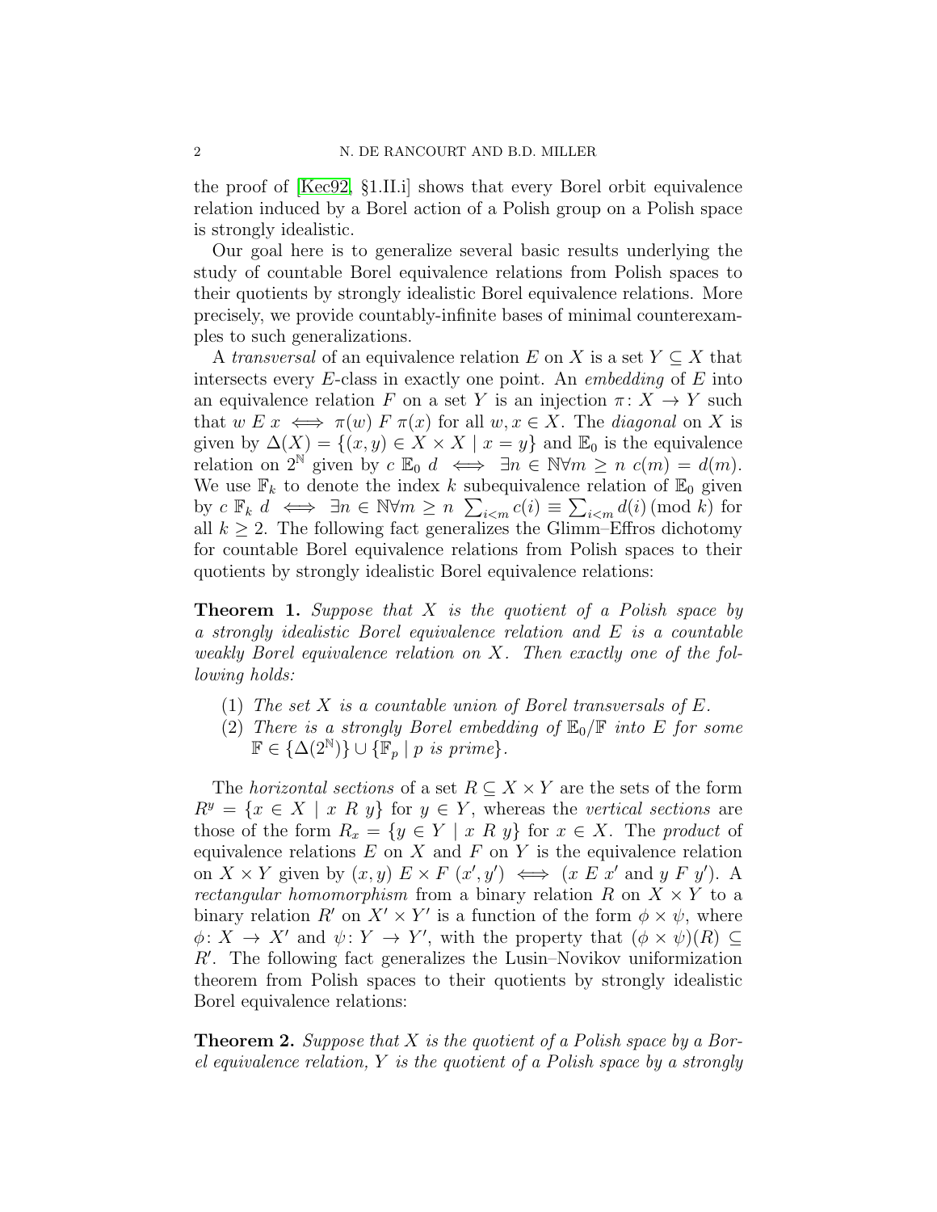the proof of [Kec92, §1.II.i] shows that every Borel orbit equivalence relation induced by a Borel action of a Polish group on a Polish space is strongly idealistic.

Our goal here is to generalize several basic results underlying the study of countable Borel equivalence relations from Polish spaces to their quotients by strongly idealistic Borel equivalence relations. More precisely, we provide countably-infinite bases of minimal counterexamples to such generalizations.

A *transversal* of an equivalence relation $E$ on $X$ is a set $Y \subseteq X$ that intersects every $E$-class in exactly one point. An *embedding* of $E$ into an equivalence relation $F$ on a set $Y$ is an injection $\pi \colon X \to Y$ such that $w \mathrel{E} x \iff \pi(w) \mathrel{F} \pi(x)$ for all $w, x \in X$. The *diagonal* on $X$ is given by $\Delta(X) = \{(x, y) \in X \times X \mid x = y\}$ and $\mathbb{E}_0$ is the equivalence relation on $2^{\mathbb{N}}$ given by $c \mathrel{\mathbb{E}_0} d \iff \exists n \in \mathbb{N} \forall m \geq n \ c(m) = d(m)$. We use $\mathbb{F}_k$ to denote the index $k$ subequivalence relation of $\mathbb{E}_0$ given by $c \mathrel{\mathbb{F}_k} d \iff \exists n \in \mathbb{N} \forall m \geq n \ \sum_{i<m} c(i) \equiv \sum_{i<m} d(i) \pmod{k}$ for all $k \geq 2$. The following fact generalizes the Glimm–Effros dichotomy for countable Borel equivalence relations from Polish spaces to their quotients by strongly idealistic Borel equivalence relations:

**Theorem 1.** *Suppose that $X$ is the quotient of a Polish space by a strongly idealistic Borel equivalence relation and $E$ is a countable weakly Borel equivalence relation on $X$. Then exactly one of the following holds:*

1. *The set $X$ is a countable union of Borel transversals of $E$.*
2. *There is a strongly Borel embedding of $\mathbb{E}_0/\mathbb{F}$ into $E$ for some $\mathbb{F} \in \{\Delta(2^{\mathbb{N}})\} \cup \{\mathbb{F}_p \mid p \text{ is prime}\}$.*

The *horizontal sections* of a set $R \subseteq X \times Y$ are the sets of the form $R^y = \{x \in X \mid x \mathrel{R} y\}$ for $y \in Y$, whereas the *vertical sections* are those of the form $R_x = \{y \in Y \mid x \mathrel{R} y\}$ for $x \in X$. The *product* of equivalence relations $E$ on $X$ and $F$ on $Y$ is the equivalence relation on $X \times Y$ given by $(x, y) \mathrel{E \times F} (x', y') \iff (x \mathrel{E} x' \text{ and } y \mathrel{F} y')$. A *rectangular homomorphism* from a binary relation $R$ on $X \times Y$ to a binary relation $R'$ on $X' \times Y'$ is a function of the form $\phi \times \psi$, where $\phi \colon X \to X'$ and $\psi \colon Y \to Y'$, with the property that $(\phi \times \psi)(R) \subseteq R'$. The following fact generalizes the Lusin–Novikov uniformization theorem from Polish spaces to their quotients by strongly idealistic Borel equivalence relations:

**Theorem 2.** *Suppose that $X$ is the quotient of a Polish space by a Borel equivalence relation, $Y$ is the quotient of a Polish space by a strongly*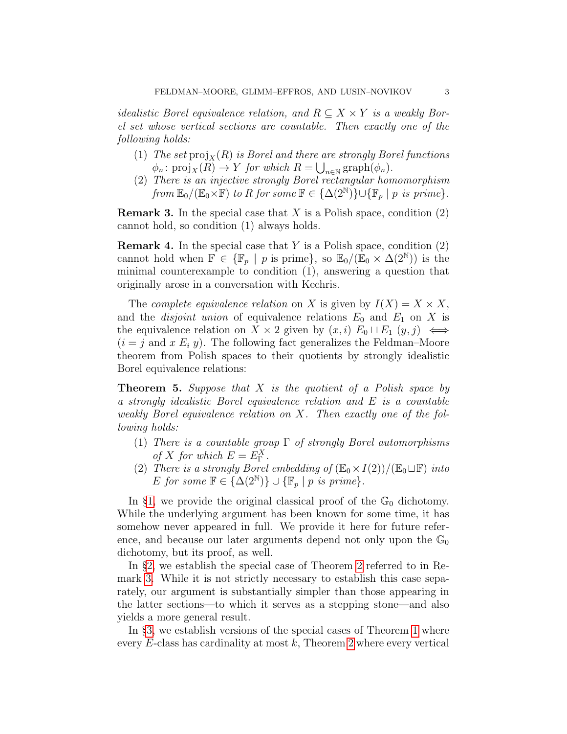*idealistic Borel equivalence relation, and $R \subseteq X \times Y$ is a weakly Borel set whose vertical sections are countable. Then exactly one of the following holds:*

1. *The set $\mathrm{proj}_X(R)$ is Borel and there are strongly Borel functions $\phi_n \colon \mathrm{proj}_X(R) \to Y$ for which $R = \bigcup_{n \in \mathbb{N}} \mathrm{graph}(\phi_n)$.*
2. *There is an injective strongly Borel rectangular homomorphism from $\mathbb{E}_0/(\mathbb{E}_0 \times \mathbb{F})$ to $R$ for some $\mathbb{F} \in \{\Delta(2^{\mathbb{N}})\} \cup \{\mathbb{F}_p \mid p \text{ is prime}\}$.*

**Remark 3.** In the special case that $X$ is a Polish space, condition (2) cannot hold, so condition (1) always holds.

**Remark 4.** In the special case that $Y$ is a Polish space, condition (2) cannot hold when $\mathbb{F} \in \{\mathbb{F}_p \mid p \text{ is prime}\}$, so $\mathbb{E}_0/(\mathbb{E}_0 \times \Delta(2^{\mathbb{N}}))$ is the minimal counterexample to condition (1), answering a question that originally arose in a conversation with Kechris.

The *complete equivalence relation* on $X$ is given by $I(X) = X \times X$, and the *disjoint union* of equivalence relations $E_0$ and $E_1$ on $X$ is the equivalence relation on $X \times 2$ given by $(x, i)\ E_0 \sqcup E_1\ (y, j) \iff (i = j \text{ and } x\ E_i\ y)$. The following fact generalizes the Feldman–Moore theorem from Polish spaces to their quotients by strongly idealistic Borel equivalence relations:

**Theorem 5.** *Suppose that $X$ is the quotient of a Polish space by a strongly idealistic Borel equivalence relation and $E$ is a countable weakly Borel equivalence relation on $X$. Then exactly one of the following holds:*

1. *There is a countable group $\Gamma$ of strongly Borel automorphisms of $X$ for which $E = E_\Gamma^X$.*
2. *There is a strongly Borel embedding of $(\mathbb{E}_0 \times I(2))/(\mathbb{E}_0 \sqcup \mathbb{F})$ into $E$ for some $\mathbb{F} \in \{\Delta(2^{\mathbb{N}})\} \cup \{\mathbb{F}_p \mid p \text{ is prime}\}$.*

In §1, we provide the original classical proof of the $\mathbb{G}_0$ dichotomy. While the underlying argument has been known for some time, it has somehow never appeared in full. We provide it here for future reference, and because our later arguments depend not only upon the $\mathbb{G}_0$ dichotomy, but its proof, as well.

In §2, we establish the special case of Theorem 2 referred to in Remark 3. While it is not strictly necessary to establish this case separately, our argument is substantially simpler than those appearing in the latter sections—to which it serves as a stepping stone—and also yields a more general result.

In §3, we establish versions of the special cases of Theorem 1 where every $E$-class has cardinality at most $k$, Theorem 2 where every vertical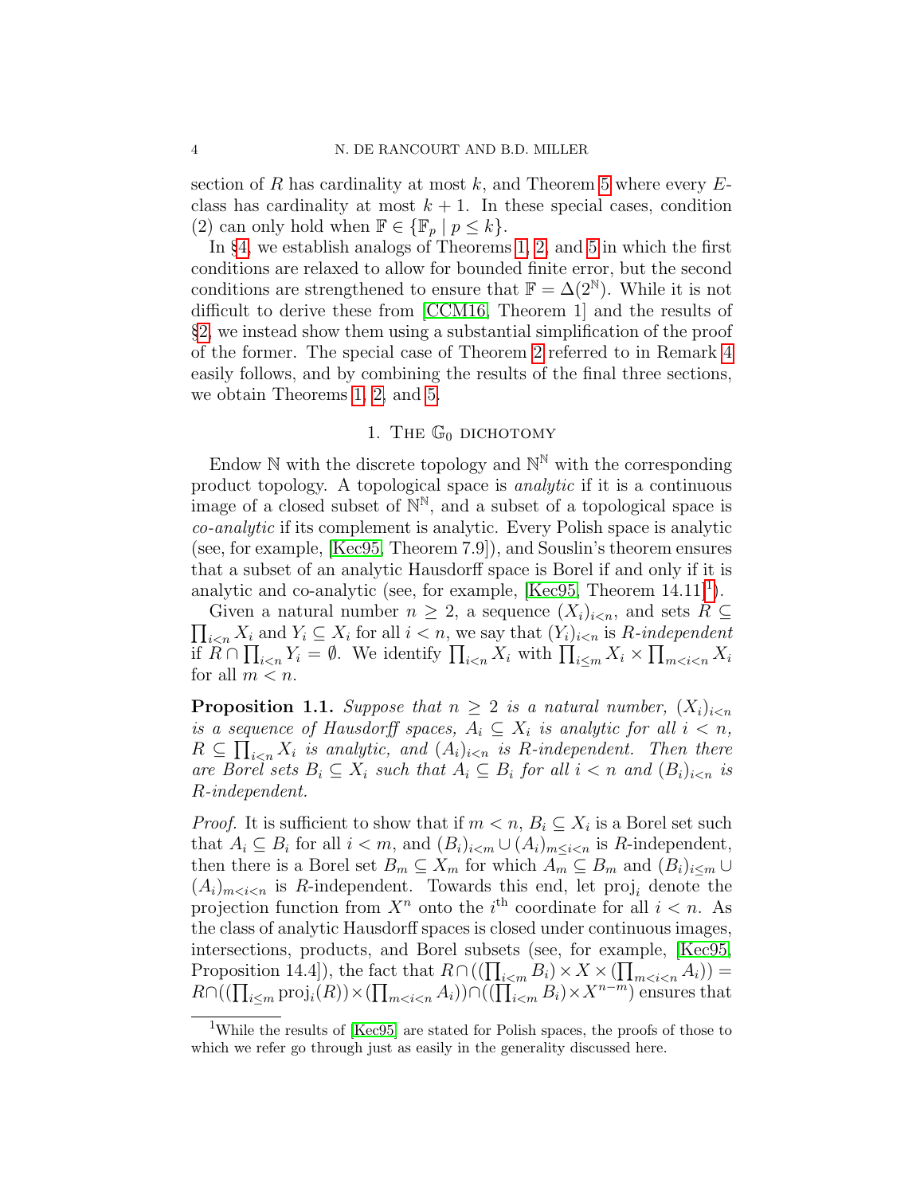section of $R$ has cardinality at most $k$, and Theorem 5 where every $E$-class has cardinality at most $k+1$. In these special cases, condition (2) can only hold when $\mathbb{F} \in \{\mathbb{F}_p \mid p \leq k\}$.

In §4, we establish analogs of Theorems 1, 2, and 5 in which the first conditions are relaxed to allow for bounded finite error, but the second conditions are strengthened to ensure that $\mathbb{F} = \Delta(2^{\mathbb{N}})$. While it is not difficult to derive these from [CCM16, Theorem 1] and the results of §2, we instead show them using a substantial simplification of the proof of the former. The special case of Theorem 2 referred to in Remark 4 easily follows, and by combining the results of the final three sections, we obtain Theorems 1, 2, and 5.

## 1. The $\mathbb{G}_0$ dichotomy

Endow $\mathbb{N}$ with the discrete topology and $\mathbb{N}^{\mathbb{N}}$ with the corresponding product topology. A topological space is *analytic* if it is a continuous image of a closed subset of $\mathbb{N}^{\mathbb{N}}$, and a subset of a topological space is *co-analytic* if its complement is analytic. Every Polish space is analytic (see, for example, [Kec95, Theorem 7.9]), and Souslin's theorem ensures that a subset of an analytic Hausdorff space is Borel if and only if it is analytic and co-analytic (see, for example, [Kec95, Theorem 14.11][1]).

Given a natural number $n \geq 2$, a sequence $(X_i)_{i<n}$, and sets $R \subseteq \prod_{i<n} X_i$ and $Y_i \subseteq X_i$ for all $i < n$, we say that $(Y_i)_{i<n}$ is *$R$-independent* if $R \cap \prod_{i<n} Y_i = \emptyset$. We identify $\prod_{i<n} X_i$ with $\prod_{i \leq m} X_i \times \prod_{m<i<n} X_i$ for all $m < n$.

**Proposition 1.1.** *Suppose that $n \geq 2$ is a natural number, $(X_i)_{i<n}$ is a sequence of Hausdorff spaces, $A_i \subseteq X_i$ is analytic for all $i < n$, $R \subseteq \prod_{i<n} X_i$ is analytic, and $(A_i)_{i<n}$ is $R$-independent. Then there are Borel sets $B_i \subseteq X_i$ such that $A_i \subseteq B_i$ for all $i < n$ and $(B_i)_{i<n}$ is $R$-independent.*

*Proof.* It is sufficient to show that if $m < n$, $B_i \subseteq X_i$ is a Borel set such that $A_i \subseteq B_i$ for all $i < m$, and $(B_i)_{i<m} \cup (A_i)_{m \leq i<n}$ is $R$-independent, then there is a Borel set $B_m \subseteq X_m$ for which $A_m \subseteq B_m$ and $(B_i)_{i \leq m} \cup (A_i)_{m<i<n}$ is $R$-independent. Towards this end, let $\mathrm{proj}_i$ denote the projection function from $X^n$ onto the $i^{\text{th}}$ coordinate for all $i < n$. As the class of analytic Hausdorff spaces is closed under continuous images, intersections, products, and Borel subsets (see, for example, [Kec95, Proposition 14.4]), the fact that $R \cap ((\prod_{i<m} B_i) \times X \times (\prod_{m<i<n} A_i)) = R \cap ((\prod_{i \leq m} \mathrm{proj}_i(R)) \times (\prod_{m<i<n} A_i)) \cap ((\prod_{i<m} B_i) \times X^{n-m})$ ensures that

[1] While the results of [Kec95] are stated for Polish spaces, the proofs of those to which we refer go through just as easily in the generality discussed here.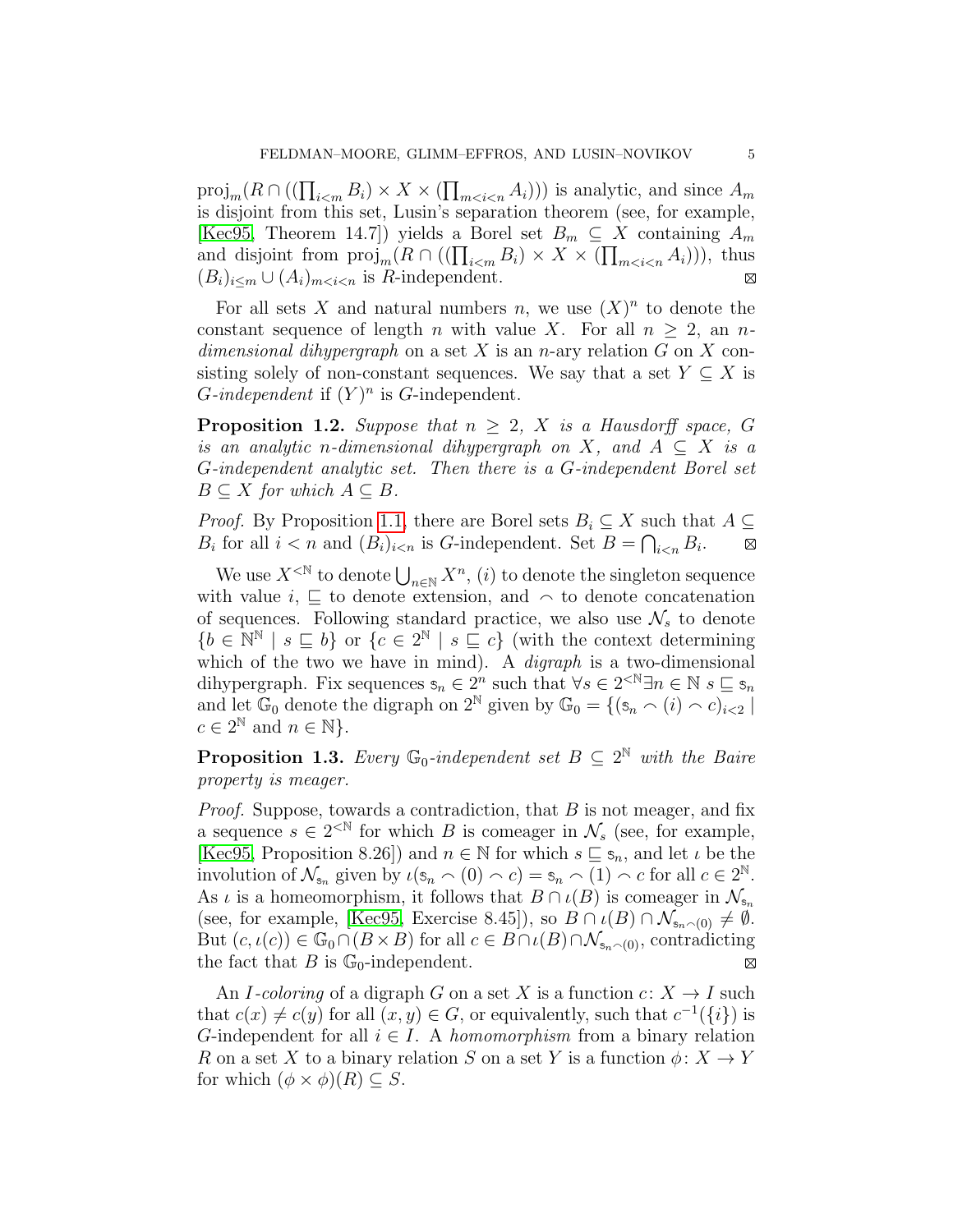$\mathrm{proj}_m(R \cap ((\prod_{i<m} B_i) \times X \times (\prod_{m<i<n} A_i)))$ is analytic, and since $A_m$ is disjoint from this set, Lusin's separation theorem (see, for example, [Kec95, Theorem 14.7]) yields a Borel set $B_m \subseteq X$ containing $A_m$ and disjoint from $\mathrm{proj}_m(R \cap ((\prod_{i<m} B_i) \times X \times (\prod_{m<i<n} A_i)))$, thus $(B_i)_{i \leq m} \cup (A_i)_{m<i<n}$ is $R$-independent. ⊠

For all sets $X$ and natural numbers $n$, we use $(X)^n$ to denote the constant sequence of length $n$ with value $X$. For all $n \geq 2$, an *$n$-dimensional dihypergraph* on a set $X$ is an $n$-ary relation $G$ on $X$ consisting solely of non-constant sequences. We say that a set $Y \subseteq X$ is *$G$-independent* if $(Y)^n$ is $G$-independent.

**Proposition 1.2.** *Suppose that $n \geq 2$, $X$ is a Hausdorff space, $G$ is an analytic $n$-dimensional dihypergraph on $X$, and $A \subseteq X$ is a $G$-independent analytic set. Then there is a $G$-independent Borel set $B \subseteq X$ for which $A \subseteq B$.*

*Proof.* By Proposition 1.1, there are Borel sets $B_i \subseteq X$ such that $A \subseteq B_i$ for all $i < n$ and $(B_i)_{i<n}$ is $G$-independent. Set $B = \bigcap_{i<n} B_i$. ⊠

We use $X^{<\mathbb{N}}$ to denote $\bigcup_{n \in \mathbb{N}} X^n$, $(i)$ to denote the singleton sequence with value $i$, $\sqsubseteq$ to denote extension, and $\frown$ to denote concatenation of sequences. Following standard practice, we also use $\mathcal{N}_s$ to denote $\{b \in \mathbb{N}^\mathbb{N} \mid s \sqsubseteq b\}$ or $\{c \in 2^\mathbb{N} \mid s \sqsubseteq c\}$ (with the context determining which of the two we have in mind). A *digraph* is a two-dimensional dihypergraph. Fix sequences $\mathfrak{s}_n \in 2^n$ such that $\forall s \in 2^{<\mathbb{N}} \exists n \in \mathbb{N}\ s \sqsubseteq \mathfrak{s}_n$ and let $\mathbb{G}_0$ denote the digraph on $2^\mathbb{N}$ given by $\mathbb{G}_0 = \{(\mathfrak{s}_n \frown (i) \frown c)_{i<2} \mid c \in 2^\mathbb{N} \text{ and } n \in \mathbb{N}\}$.

**Proposition 1.3.** *Every $\mathbb{G}_0$-independent set $B \subseteq 2^\mathbb{N}$ with the Baire property is meager.*

*Proof.* Suppose, towards a contradiction, that $B$ is not meager, and fix a sequence $s \in 2^{<\mathbb{N}}$ for which $B$ is comeager in $\mathcal{N}_s$ (see, for example, [Kec95, Proposition 8.26]) and $n \in \mathbb{N}$ for which $s \sqsubseteq \mathfrak{s}_n$, and let $\iota$ be the involution of $\mathcal{N}_{\mathfrak{s}_n}$ given by $\iota(\mathfrak{s}_n \frown (0) \frown c) = \mathfrak{s}_n \frown (1) \frown c$ for all $c \in 2^\mathbb{N}$. As $\iota$ is a homeomorphism, it follows that $B \cap \iota(B)$ is comeager in $\mathcal{N}_{\mathfrak{s}_n}$ (see, for example, [Kec95, Exercise 8.45]), so $B \cap \iota(B) \cap \mathcal{N}_{\mathfrak{s}_n \frown (0)} \neq \emptyset$. But $(c, \iota(c)) \in \mathbb{G}_0 \cap (B \times B)$ for all $c \in B \cap \iota(B) \cap \mathcal{N}_{\mathfrak{s}_n \frown (0)}$, contradicting the fact that $B$ is $\mathbb{G}_0$-independent. ⊠

An *$I$-coloring* of a digraph $G$ on a set $X$ is a function $c \colon X \to I$ such that $c(x) \neq c(y)$ for all $(x, y) \in G$, or equivalently, such that $c^{-1}(\{i\})$ is $G$-independent for all $i \in I$. A *homomorphism* from a binary relation $R$ on a set $X$ to a binary relation $S$ on a set $Y$ is a function $\phi \colon X \to Y$ for which $(\phi \times \phi)(R) \subseteq S$.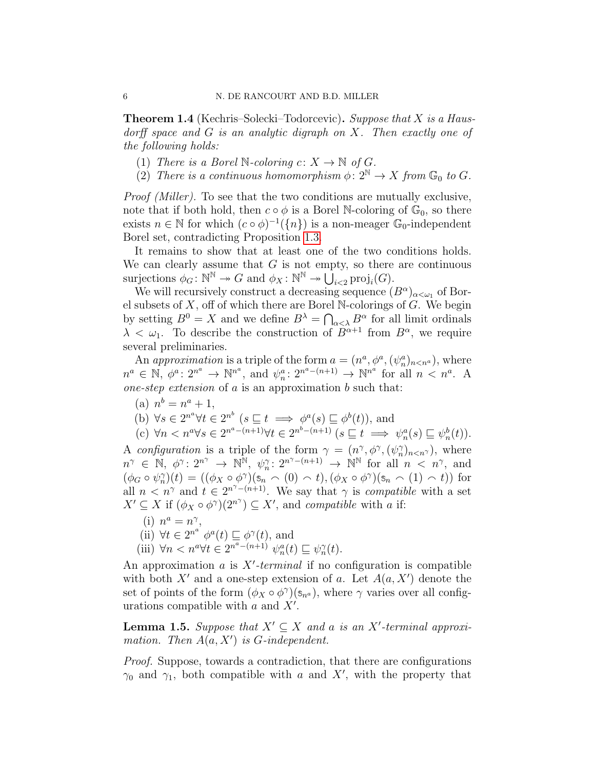**Theorem 1.4** (Kechris–Solecki–Todorcevic)**.** *Suppose that $X$ is a Hausdorff space and $G$ is an analytic digraph on $X$. Then exactly one of the following holds:*

1. *There is a Borel $\mathbb{N}$-coloring $c\colon X \to \mathbb{N}$ of $G$.*
2. *There is a continuous homomorphism $\phi\colon 2^{\mathbb{N}} \to X$ from $\mathbb{G}_0$ to $G$.*

*Proof (Miller).* To see that the two conditions are mutually exclusive, note that if both hold, then $c \circ \phi$ is a Borel $\mathbb{N}$-coloring of $\mathbb{G}_0$, so there exists $n \in \mathbb{N}$ for which $(c \circ \phi)^{-1}(\{n\})$ is a non-meager $\mathbb{G}_0$-independent Borel set, contradicting Proposition 1.3.

It remains to show that at least one of the two conditions holds. We can clearly assume that $G$ is not empty, so there are continuous surjections $\phi_G\colon \mathbb{N}^{\mathbb{N}} \twoheadrightarrow G$ and $\phi_X\colon \mathbb{N}^{\mathbb{N}} \twoheadrightarrow \bigcup_{i<2} \mathrm{proj}_i(G)$.

We will recursively construct a decreasing sequence $(B^\alpha)_{\alpha<\omega_1}$ of Borel subsets of $X$, off of which there are Borel $\mathbb{N}$-colorings of $G$. We begin by setting $B^0 = X$ and we define $B^\lambda = \bigcap_{\alpha<\lambda} B^\alpha$ for all limit ordinals $\lambda < \omega_1$. To describe the construction of $B^{\alpha+1}$ from $B^\alpha$, we require several preliminaries.

An *approximation* is a triple of the form $a = (n^a, \phi^a, (\psi^a_n)_{n<n^a})$, where $n^a \in \mathbb{N}$, $\phi^a\colon 2^{n^a} \to \mathbb{N}^{n^a}$, and $\psi^a_n\colon 2^{n^a-(n+1)} \to \mathbb{N}^{n^a}$ for all $n < n^a$. A *one-step extension* of $a$ is an approximation $b$ such that:

(a) $n^b = n^a + 1$,

(b) $\forall s \in 2^{n^a} \forall t \in 2^{n^b}$ $(s \sqsubseteq t \implies \phi^a(s) \sqsubseteq \phi^b(t))$, and

(c) $\forall n < n^a \forall s \in 2^{n^a-(n+1)} \forall t \in 2^{n^b-(n+1)}$ $(s \sqsubseteq t \implies \psi^a_n(s) \sqsubseteq \psi^b_n(t))$.

A *configuration* is a triple of the form $\gamma = (n^\gamma, \phi^\gamma, (\psi^\gamma_n)_{n<n^\gamma})$, where $n^\gamma \in \mathbb{N}$, $\phi^\gamma\colon 2^{n^\gamma} \to \mathbb{N}^{\mathbb{N}}$, $\psi^\gamma_n\colon 2^{n^\gamma-(n+1)} \to \mathbb{N}^{\mathbb{N}}$ for all $n < n^\gamma$, and $(\phi_G \circ \psi^\gamma_n)(t) = ((\phi_X \circ \phi^\gamma)(\mathfrak{s}_n \frown (0) \frown t), (\phi_X \circ \phi^\gamma)(\mathfrak{s}_n \frown (1) \frown t))$ for all $n < n^\gamma$ and $t \in 2^{n^\gamma-(n+1)}$. We say that $\gamma$ is *compatible* with a set $X' \subseteq X$ if $(\phi_X \circ \phi^\gamma)(2^{n^\gamma}) \subseteq X'$, and *compatible* with $a$ if:

(i) $n^a = n^\gamma$,

(ii) $\forall t \in 2^{n^a}$ $\phi^a(t) \sqsubseteq \phi^\gamma(t)$, and

(iii) $\forall n < n^a \forall t \in 2^{n^a-(n+1)}$ $\psi^a_n(t) \sqsubseteq \psi^\gamma_n(t)$.

An approximation $a$ is *$X'$-terminal* if no configuration is compatible with both $X'$ and a one-step extension of $a$. Let $A(a, X')$ denote the set of points of the form $(\phi_X \circ \phi^\gamma)(\mathfrak{s}_{n^a})$, where $\gamma$ varies over all configurations compatible with $a$ and $X'$.

**Lemma 1.5.** *Suppose that $X' \subseteq X$ and $a$ is an $X'$-terminal approximation. Then $A(a, X')$ is $G$-independent.*

*Proof.* Suppose, towards a contradiction, that there are configurations $\gamma_0$ and $\gamma_1$, both compatible with $a$ and $X'$, with the property that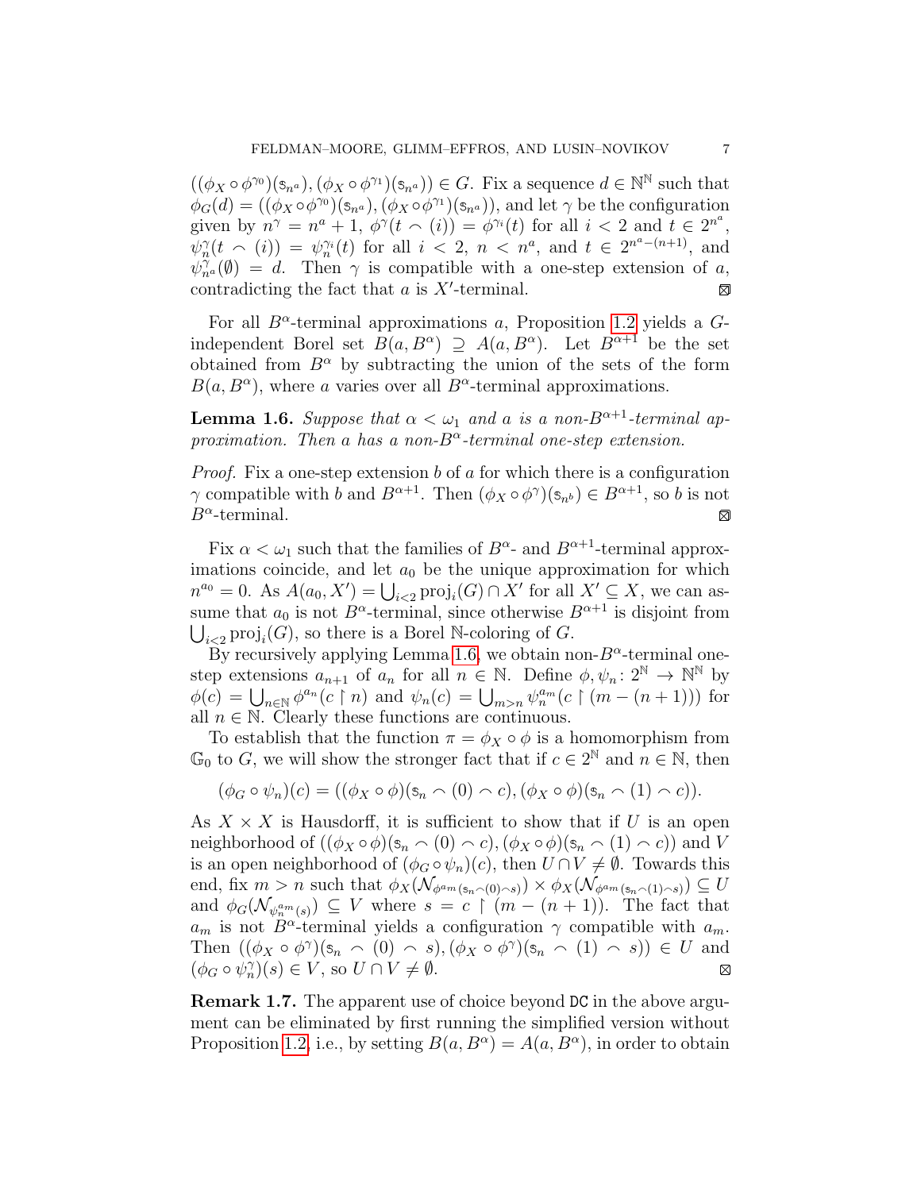$((\phi_X \circ \phi^{\gamma_0})(\mathfrak{s}_{n^a}), (\phi_X \circ \phi^{\gamma_1})(\mathfrak{s}_{n^a})) \in G$. Fix a sequence $d \in \mathbb{N}^\mathbb{N}$ such that $\phi_G(d) = ((\phi_X \circ \phi^{\gamma_0})(\mathfrak{s}_{n^a}), (\phi_X \circ \phi^{\gamma_1})(\mathfrak{s}_{n^a}))$, and let $\gamma$ be the configuration given by $n^\gamma = n^a + 1$, $\phi^\gamma(t \frown (i)) = \phi^{\gamma_i}(t)$ for all $i < 2$ and $t \in 2^{n^a}$, $\psi_n^\gamma(t \frown (i)) = \psi_n^{\gamma_i}(t)$ for all $i < 2$, $n < n^a$, and $t \in 2^{n^a - (n+1)}$, and $\psi_{n^a}^\gamma(\emptyset) = d$. Then $\gamma$ is compatible with a one-step extension of $a$, contradicting the fact that $a$ is $X'$-terminal. ⊠

For all $B^\alpha$-terminal approximations $a$, Proposition 1.2 yields a $G$-independent Borel set $B(a, B^\alpha) \supseteq A(a, B^\alpha)$. Let $B^{\alpha+1}$ be the set obtained from $B^\alpha$ by subtracting the union of the sets of the form $B(a, B^\alpha)$, where $a$ varies over all $B^\alpha$-terminal approximations.

**Lemma 1.6.** *Suppose that $\alpha < \omega_1$ and $a$ is a non-$B^{\alpha+1}$-terminal approximation. Then $a$ has a non-$B^\alpha$-terminal one-step extension.*

*Proof.* Fix a one-step extension $b$ of $a$ for which there is a configuration $\gamma$ compatible with $b$ and $B^{\alpha+1}$. Then $(\phi_X \circ \phi^\gamma)(\mathfrak{s}_{n^b}) \in B^{\alpha+1}$, so $b$ is not $B^\alpha$-terminal. ⊠

Fix $\alpha < \omega_1$ such that the families of $B^\alpha$- and $B^{\alpha+1}$-terminal approximations coincide, and let $a_0$ be the unique approximation for which $n^{a_0} = 0$. As $A(a_0, X') = \bigcup_{i<2} \operatorname{proj}_i(G) \cap X'$ for all $X' \subseteq X$, we can assume that $a_0$ is not $B^\alpha$-terminal, since otherwise $B^{\alpha+1}$ is disjoint from $\bigcup_{i<2} \operatorname{proj}_i(G)$, so there is a Borel $\mathbb{N}$-coloring of $G$.

By recursively applying Lemma 1.6, we obtain non-$B^\alpha$-terminal one-step extensions $a_{n+1}$ of $a_n$ for all $n \in \mathbb{N}$. Define $\phi, \psi_n \colon 2^\mathbb{N} \to \mathbb{N}^\mathbb{N}$ by $\phi(c) = \bigcup_{n\in\mathbb{N}} \phi^{a_n}(c \upharpoonright n)$ and $\psi_n(c) = \bigcup_{m>n} \psi_n^{a_m}(c \upharpoonright (m - (n+1)))$ for all $n \in \mathbb{N}$. Clearly these functions are continuous.

To establish that the function $\pi = \phi_X \circ \phi$ is a homomorphism from $\mathbb{G}_0$ to $G$, we will show the stronger fact that if $c \in 2^\mathbb{N}$ and $n \in \mathbb{N}$, then

$$(\phi_G \circ \psi_n)(c) = ((\phi_X \circ \phi)(\mathfrak{s}_n \frown (0) \frown c), (\phi_X \circ \phi)(\mathfrak{s}_n \frown (1) \frown c)).$$

As $X \times X$ is Hausdorff, it is sufficient to show that if $U$ is an open neighborhood of $((\phi_X \circ \phi)(\mathfrak{s}_n \frown (0) \frown c), (\phi_X \circ \phi)(\mathfrak{s}_n \frown (1) \frown c))$ and $V$ is an open neighborhood of $(\phi_G \circ \psi_n)(c)$, then $U \cap V \neq \emptyset$. Towards this end, fix $m > n$ such that $\phi_X(\mathcal{N}_{\phi^{a_m}(\mathfrak{s}_n \frown (0) \frown s)}) \times \phi_X(\mathcal{N}_{\phi^{a_m}(\mathfrak{s}_n \frown (1) \frown s)}) \subseteq U$ and $\phi_G(\mathcal{N}_{\psi_n^{a_m}(s)}) \subseteq V$ where $s = c \upharpoonright (m - (n+1))$. The fact that $a_m$ is not $B^\alpha$-terminal yields a configuration $\gamma$ compatible with $a_m$. Then $((\phi_X \circ \phi^\gamma)(\mathfrak{s}_n \frown (0) \frown s), (\phi_X \circ \phi^\gamma)(\mathfrak{s}_n \frown (1) \frown s)) \in U$ and $(\phi_G \circ \psi_n^\gamma)(s) \in V$, so $U \cap V \neq \emptyset$. ⊠

**Remark 1.7.** The apparent use of choice beyond DC in the above argument can be eliminated by first running the simplified version without Proposition 1.2, i.e., by setting $B(a, B^\alpha) = A(a, B^\alpha)$, in order to obtain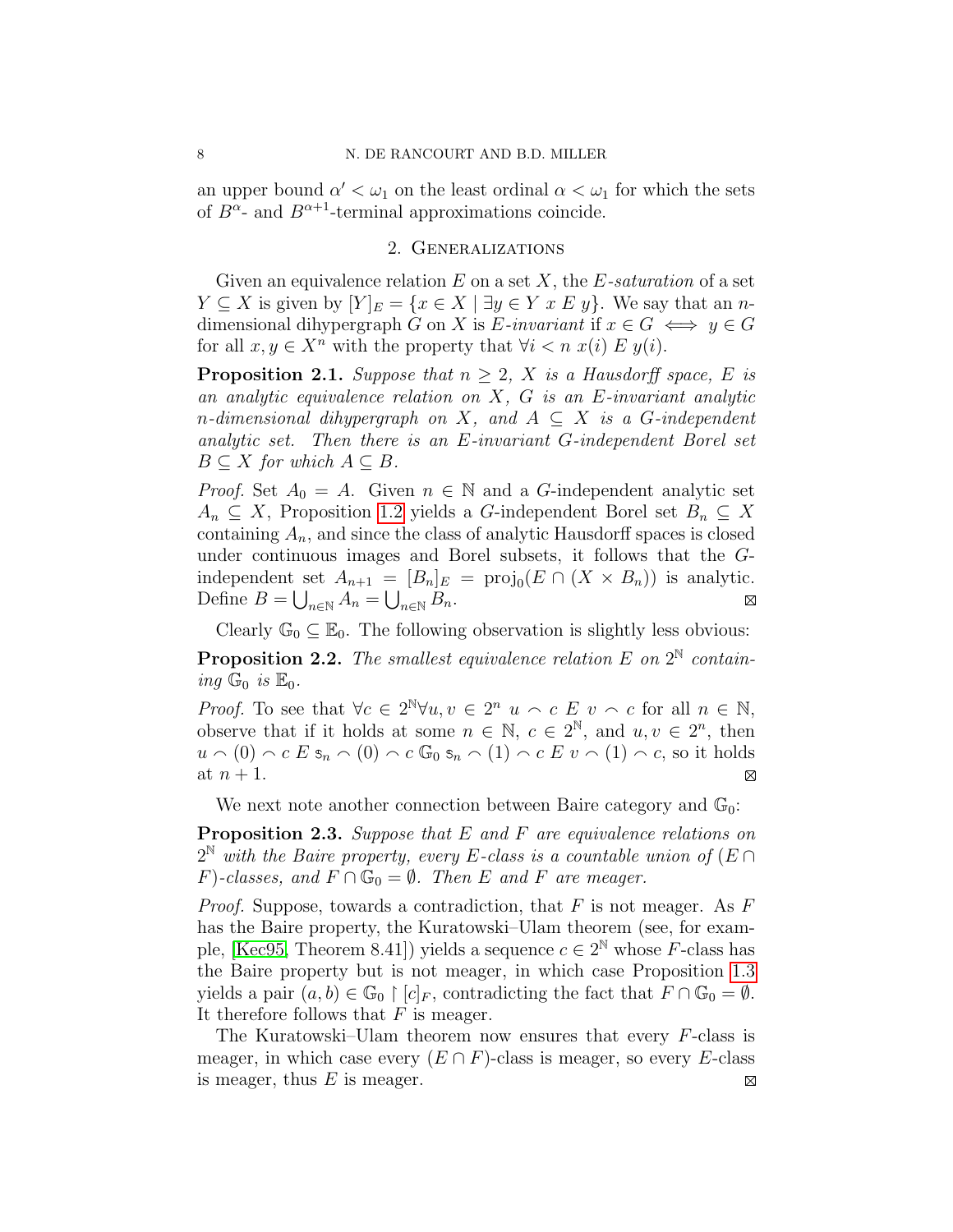an upper bound $\alpha' < \omega_1$ on the least ordinal $\alpha < \omega_1$ for which the sets of $B^\alpha$- and $B^{\alpha+1}$-terminal approximations coincide.

## 2. Generalizations

Given an equivalence relation $E$ on a set $X$, the *$E$-saturation* of a set $Y \subseteq X$ is given by $[Y]_E = \{x \in X \mid \exists y \in Y \; x \; E \; y\}$. We say that an $n$-dimensional dihypergraph $G$ on $X$ is *$E$-invariant* if $x \in G \iff y \in G$ for all $x, y \in X^n$ with the property that $\forall i < n \; x(i) \; E \; y(i)$.

**Proposition 2.1.** *Suppose that $n \geq 2$, $X$ is a Hausdorff space, $E$ is an analytic equivalence relation on $X$, $G$ is an $E$-invariant analytic $n$-dimensional dihypergraph on $X$, and $A \subseteq X$ is a $G$-independent analytic set. Then there is an $E$-invariant $G$-independent Borel set $B \subseteq X$ for which $A \subseteq B$.*

*Proof.* Set $A_0 = A$. Given $n \in \mathbb{N}$ and a $G$-independent analytic set $A_n \subseteq X$, Proposition 1.2 yields a $G$-independent Borel set $B_n \subseteq X$ containing $A_n$, and since the class of analytic Hausdorff spaces is closed under continuous images and Borel subsets, it follows that the $G$-independent set $A_{n+1} = [B_n]_E = \mathrm{proj}_0(E \cap (X \times B_n))$ is analytic. Define $B = \bigcup_{n \in \mathbb{N}} A_n = \bigcup_{n \in \mathbb{N}} B_n$. ⊠

Clearly $\mathbb{G}_0 \subseteq \mathbb{E}_0$. The following observation is slightly less obvious:

**Proposition 2.2.** *The smallest equivalence relation $E$ on $2^{\mathbb{N}}$ containing $\mathbb{G}_0$ is $\mathbb{E}_0$.*

*Proof.* To see that $\forall c \in 2^{\mathbb{N}} \forall u, v \in 2^n \; u \frown c \; E \; v \frown c$ for all $n \in \mathbb{N}$, observe that if it holds at some $n \in \mathbb{N}$, $c \in 2^{\mathbb{N}}$, and $u, v \in 2^n$, then $u \frown (0) \frown c \; E \; \mathfrak{s}_n \frown (0) \frown c \; \mathbb{G}_0 \; \mathfrak{s}_n \frown (1) \frown c \; E \; v \frown (1) \frown c$, so it holds at $n + 1$. ⊠

We next note another connection between Baire category and $\mathbb{G}_0$:

**Proposition 2.3.** *Suppose that $E$ and $F$ are equivalence relations on $2^{\mathbb{N}}$ with the Baire property, every $E$-class is a countable union of $(E \cap F)$-classes, and $F \cap \mathbb{G}_0 = \emptyset$. Then $E$ and $F$ are meager.*

*Proof.* Suppose, towards a contradiction, that $F$ is not meager. As $F$ has the Baire property, the Kuratowski–Ulam theorem (see, for example, [Kec95, Theorem 8.41]) yields a sequence $c \in 2^{\mathbb{N}}$ whose $F$-class has the Baire property but is not meager, in which case Proposition 1.3 yields a pair $(a, b) \in \mathbb{G}_0 \upharpoonright [c]_F$, contradicting the fact that $F \cap \mathbb{G}_0 = \emptyset$. It therefore follows that $F$ is meager.

The Kuratowski–Ulam theorem now ensures that every $F$-class is meager, in which case every $(E \cap F)$-class is meager, so every $E$-class is meager, thus $E$ is meager. ⊠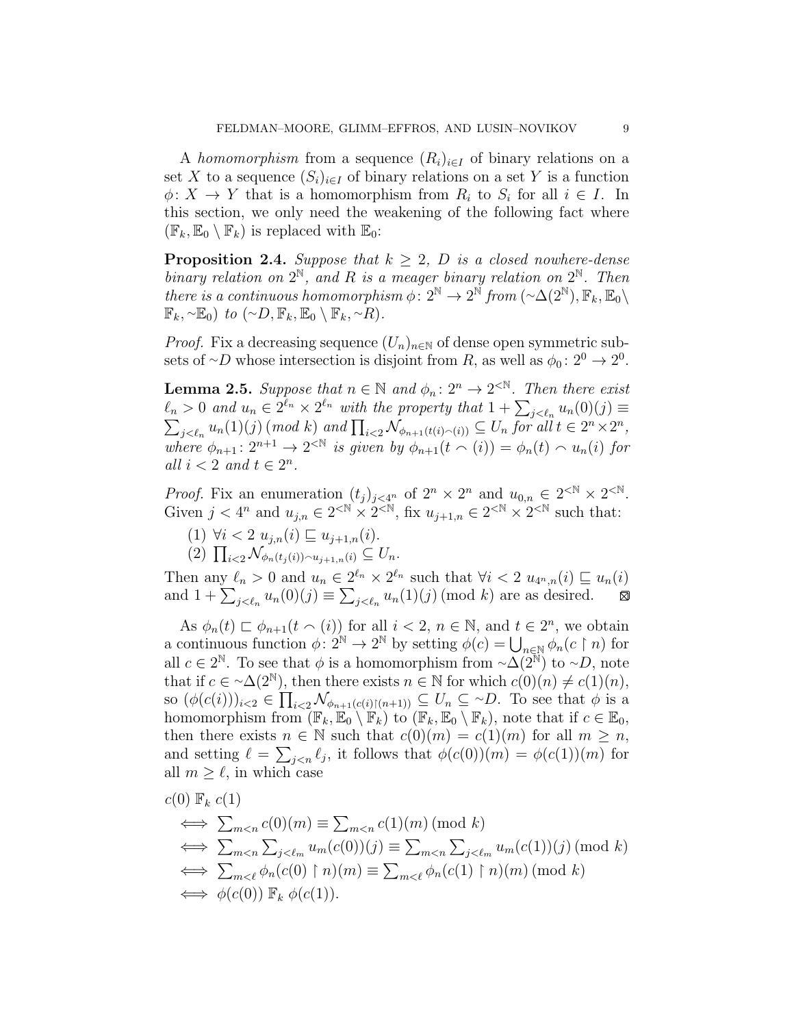A *homomorphism* from a sequence $(R_i)_{i \in I}$ of binary relations on a set $X$ to a sequence $(S_i)_{i \in I}$ of binary relations on a set $Y$ is a function $\phi \colon X \to Y$ that is a homomorphism from $R_i$ to $S_i$ for all $i \in I$. In this section, we only need the weakening of the following fact where $(\mathbb{F}_k, \mathbb{E}_0 \setminus \mathbb{F}_k)$ is replaced with $\mathbb{E}_0$:

**Proposition 2.4.** *Suppose that $k \geq 2$, $D$ is a closed nowhere-dense binary relation on $2^{\mathbb{N}}$, and $R$ is a meager binary relation on $2^{\mathbb{N}}$. Then there is a continuous homomorphism $\phi \colon 2^{\mathbb{N}} \to 2^{\mathbb{N}}$ from $({\sim}\Delta(2^{\mathbb{N}}), \mathbb{F}_k, \mathbb{E}_0 \setminus \mathbb{F}_k, {\sim}\mathbb{E}_0)$ to $({\sim}D, \mathbb{F}_k, \mathbb{E}_0 \setminus \mathbb{F}_k, {\sim}R)$.*

*Proof.* Fix a decreasing sequence $(U_n)_{n \in \mathbb{N}}$ of dense open symmetric subsets of ${\sim}D$ whose intersection is disjoint from $R$, as well as $\phi_0 \colon 2^0 \to 2^0$.

**Lemma 2.5.** *Suppose that $n \in \mathbb{N}$ and $\phi_n \colon 2^n \to 2^{<\mathbb{N}}$. Then there exist $\ell_n > 0$ and $u_n \in 2^{\ell_n} \times 2^{\ell_n}$ with the property that $1 + \sum_{j<\ell_n} u_n(0)(j) \equiv \sum_{j<\ell_n} u_n(1)(j) \pmod{k}$ and $\prod_{i<2} \mathcal{N}_{\phi_{n+1}(t(i) \frown (i))} \subseteq U_n$ for all $t \in 2^n \times 2^n$, where $\phi_{n+1} \colon 2^{n+1} \to 2^{<\mathbb{N}}$ is given by $\phi_{n+1}(t \frown (i)) = \phi_n(t) \frown u_n(i)$ for all $i < 2$ and $t \in 2^n$.*

*Proof.* Fix an enumeration $(t_j)_{j<4^n}$ of $2^n \times 2^n$ and $u_{0,n} \in 2^{<\mathbb{N}} \times 2^{<\mathbb{N}}$. Given $j < 4^n$ and $u_{j,n} \in 2^{<\mathbb{N}} \times 2^{<\mathbb{N}}$, fix $u_{j+1,n} \in 2^{<\mathbb{N}} \times 2^{<\mathbb{N}}$ such that:

1. $\forall i < 2 \; u_{j,n}(i) \sqsubseteq u_{j+1,n}(i)$.
2. $\prod_{i<2} \mathcal{N}_{\phi_n(t_j(i)) \frown u_{j+1,n}(i)} \subseteq U_n$.

Then any $\ell_n > 0$ and $u_n \in 2^{\ell_n} \times 2^{\ell_n}$ such that $\forall i < 2 \; u_{4^n,n}(i) \sqsubseteq u_n(i)$ and $1 + \sum_{j<\ell_n} u_n(0)(j) \equiv \sum_{j<\ell_n} u_n(1)(j) \pmod{k}$ are as desired. ⊠

As $\phi_n(t) \sqsubset \phi_{n+1}(t \frown (i))$ for all $i < 2$, $n \in \mathbb{N}$, and $t \in 2^n$, we obtain a continuous function $\phi \colon 2^{\mathbb{N}} \to 2^{\mathbb{N}}$ by setting $\phi(c) = \bigcup_{n \in \mathbb{N}} \phi_n(c \upharpoonright n)$ for all $c \in 2^{\mathbb{N}}$. To see that $\phi$ is a homomorphism from ${\sim}\Delta(2^{\mathbb{N}})$ to ${\sim}D$, note that if $c \in {\sim}\Delta(2^{\mathbb{N}})$, then there exists $n \in \mathbb{N}$ for which $c(0)(n) \neq c(1)(n)$, so $(\phi(c(i)))_{i<2} \in \prod_{i<2} \mathcal{N}_{\phi_{n+1}(c(i) \upharpoonright (n+1))} \subseteq U_n \subseteq {\sim}D$. To see that $\phi$ is a homomorphism from $(\mathbb{F}_k, \mathbb{E}_0 \setminus \mathbb{F}_k)$ to $(\mathbb{F}_k, \mathbb{E}_0 \setminus \mathbb{F}_k)$, note that if $c \in \mathbb{E}_0$, then there exists $n \in \mathbb{N}$ such that $c(0)(m) = c(1)(m)$ for all $m \geq n$, and setting $\ell = \sum_{j<n} \ell_j$, it follows that $\phi(c(0))(m) = \phi(c(1))(m)$ for all $m \geq \ell$, in which case

$$
\begin{aligned}
& c(0) \; \mathbb{F}_k \; c(1) \\
& \iff \textstyle\sum_{m<n} c(0)(m) \equiv \sum_{m<n} c(1)(m) \pmod{k} \\
& \iff \textstyle\sum_{m<n} \sum_{j<\ell_m} u_m(c(0))(j) \equiv \sum_{m<n} \sum_{j<\ell_m} u_m(c(1))(j) \pmod{k} \\
& \iff \textstyle\sum_{m<\ell} \phi_n(c(0) \upharpoonright n)(m) \equiv \sum_{m<\ell} \phi_n(c(1) \upharpoonright n)(m) \pmod{k} \\
& \iff \phi(c(0)) \; \mathbb{F}_k \; \phi(c(1)).
\end{aligned}
$$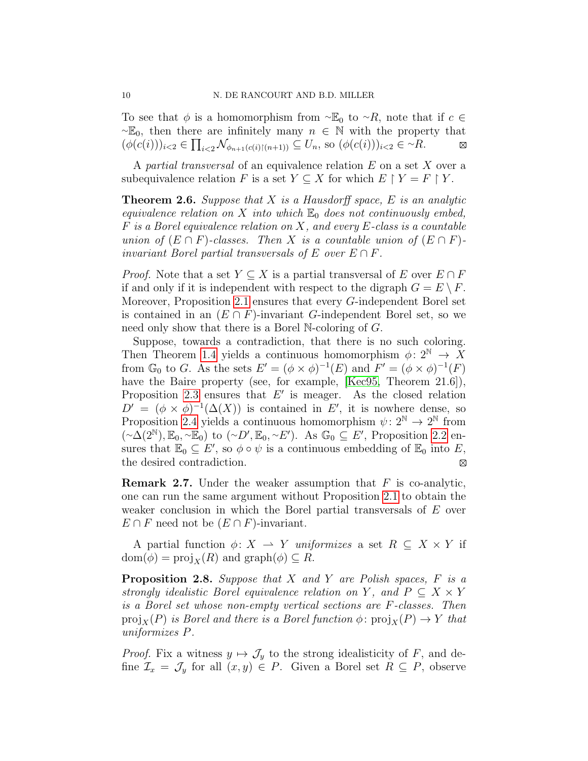To see that $\phi$ is a homomorphism from $\sim\mathbb{E}_0$ to $\sim R$, note that if $c \in \sim\mathbb{E}_0$, then there are infinitely many $n \in \mathbb{N}$ with the property that $(\phi(c(i)))_{i<2} \in \prod_{i<2} \mathcal{N}_{\phi_{n+1}(c(i) \upharpoonright (n+1))} \subseteq U_n$, so $(\phi(c(i)))_{i<2} \in \sim R$. ⊠

A *partial transversal* of an equivalence relation $E$ on a set $X$ over a subequivalence relation $F$ is a set $Y \subseteq X$ for which $E \upharpoonright Y = F \upharpoonright Y$.

**Theorem 2.6.** *Suppose that $X$ is a Hausdorff space, $E$ is an analytic equivalence relation on $X$ into which $\mathbb{E}_0$ does not continuously embed, $F$ is a Borel equivalence relation on $X$, and every $E$-class is a countable union of $(E \cap F)$-classes. Then $X$ is a countable union of $(E \cap F)$-invariant Borel partial transversals of $E$ over $E \cap F$.*

*Proof.* Note that a set $Y \subseteq X$ is a partial transversal of $E$ over $E \cap F$ if and only if it is independent with respect to the digraph $G = E \setminus F$. Moreover, Proposition 2.1 ensures that every $G$-independent Borel set is contained in an $(E \cap F)$-invariant $G$-independent Borel set, so we need only show that there is a Borel $\mathbb{N}$-coloring of $G$.

Suppose, towards a contradiction, that there is no such coloring. Then Theorem 1.4 yields a continuous homomorphism $\phi \colon 2^{\mathbb{N}} \to X$ from $\mathbb{G}_0$ to $G$. As the sets $E' = (\phi \times \phi)^{-1}(E)$ and $F' = (\phi \times \phi)^{-1}(F)$ have the Baire property (see, for example, [Kec95, Theorem 21.6]), Proposition 2.3 ensures that $E'$ is meager. As the closed relation $D' = (\phi \times \phi)^{-1}(\Delta(X))$ is contained in $E'$, it is nowhere dense, so Proposition 2.4 yields a continuous homomorphism $\psi \colon 2^{\mathbb{N}} \to 2^{\mathbb{N}}$ from $(\sim\Delta(2^{\mathbb{N}}), \mathbb{E}_0, \sim\mathbb{E}_0)$ to $(\sim D', \mathbb{E}_0, \sim E')$. As $\mathbb{G}_0 \subseteq E'$, Proposition 2.2 ensures that $\mathbb{E}_0 \subseteq E'$, so $\phi \circ \psi$ is a continuous embedding of $\mathbb{E}_0$ into $E$, the desired contradiction. ⊠

**Remark 2.7.** Under the weaker assumption that $F$ is co-analytic, one can run the same argument without Proposition 2.1 to obtain the weaker conclusion in which the Borel partial transversals of $E$ over $E \cap F$ need not be $(E \cap F)$-invariant.

A partial function $\phi \colon X \rightharpoonup Y$ *uniformizes* a set $R \subseteq X \times Y$ if $\mathrm{dom}(\phi) = \mathrm{proj}_X(R)$ and $\mathrm{graph}(\phi) \subseteq R$.

**Proposition 2.8.** *Suppose that $X$ and $Y$ are Polish spaces, $F$ is a strongly idealistic Borel equivalence relation on $Y$, and $P \subseteq X \times Y$ is a Borel set whose non-empty vertical sections are $F$-classes. Then $\mathrm{proj}_X(P)$ is Borel and there is a Borel function $\phi \colon \mathrm{proj}_X(P) \to Y$ that uniformizes $P$.*

*Proof.* Fix a witness $y \mapsto \mathcal{J}_y$ to the strong idealisticity of $F$, and define $\mathcal{I}_x = \mathcal{J}_y$ for all $(x, y) \in P$. Given a Borel set $R \subseteq P$, observe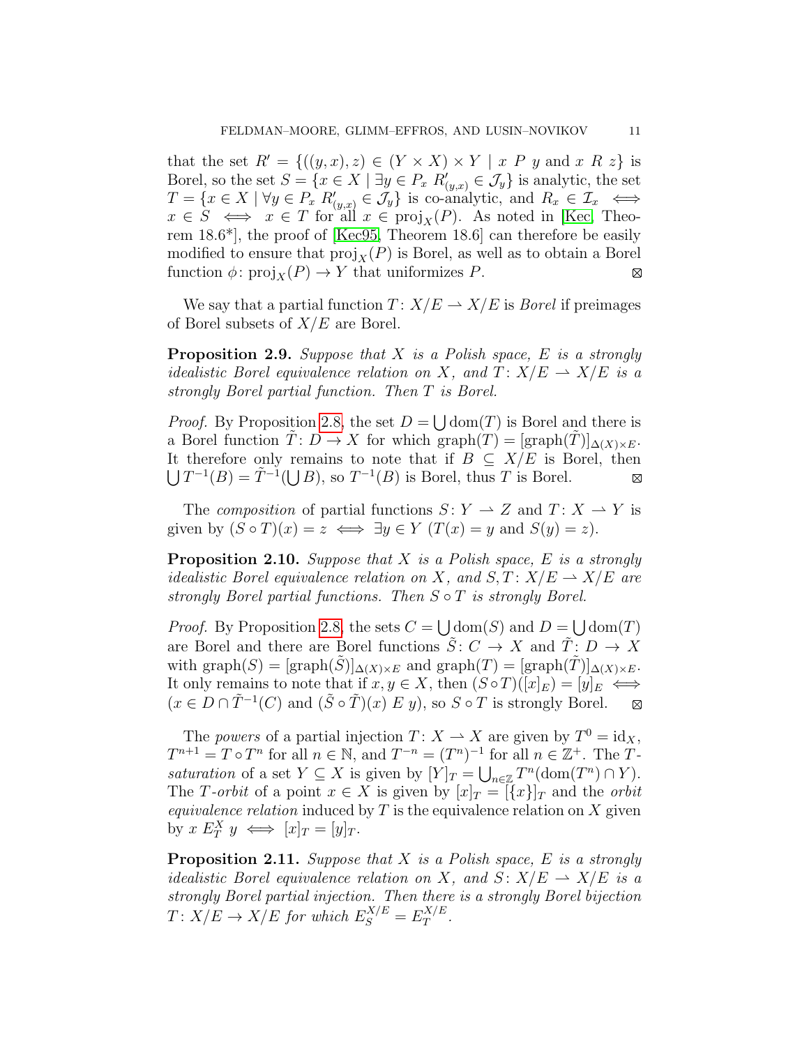that the set $R' = \{((y, x), z) \in (Y \times X) \times Y \mid x \; P \; y \text{ and } x \; R \; z\}$ is Borel, so the set $S = \{x \in X \mid \exists y \in P_x \; R'_{(y,x)} \in \mathcal{J}_y\}$ is analytic, the set $T = \{x \in X \mid \forall y \in P_x \; R'_{(y,x)} \in \mathcal{J}_y\}$ is co-analytic, and $R_x \in \mathcal{I}_x \iff x \in S \iff x \in T$ for all $x \in \operatorname{proj}_X(P)$. As noted in [Kec, Theorem 18.6*], the proof of [Kec95, Theorem 18.6] can therefore be easily modified to ensure that $\operatorname{proj}_X(P)$ is Borel, as well as to obtain a Borel function $\phi \colon \operatorname{proj}_X(P) \to Y$ that uniformizes $P$. ⊠

We say that a partial function $T \colon X/E \rightharpoonup X/E$ is *Borel* if preimages of Borel subsets of $X/E$ are Borel.

**Proposition 2.9.** *Suppose that $X$ is a Polish space, $E$ is a strongly idealistic Borel equivalence relation on $X$, and $T \colon X/E \rightharpoonup X/E$ is a strongly Borel partial function. Then $T$ is Borel.*

*Proof.* By Proposition 2.8, the set $D = \bigcup \operatorname{dom}(T)$ is Borel and there is a Borel function $\tilde{T} \colon D \to X$ for which $\operatorname{graph}(T) = [\operatorname{graph}(\tilde{T})]_{\Delta(X) \times E}$. It therefore only remains to note that if $B \subseteq X/E$ is Borel, then $\bigcup T^{-1}(B) = \tilde{T}^{-1}(\bigcup B)$, so $T^{-1}(B)$ is Borel, thus $T$ is Borel. ⊠

The *composition* of partial functions $S \colon Y \rightharpoonup Z$ and $T \colon X \rightharpoonup Y$ is given by $(S \circ T)(x) = z \iff \exists y \in Y \; (T(x) = y \text{ and } S(y) = z)$.

**Proposition 2.10.** *Suppose that $X$ is a Polish space, $E$ is a strongly idealistic Borel equivalence relation on $X$, and $S, T \colon X/E \rightharpoonup X/E$ are strongly Borel partial functions. Then $S \circ T$ is strongly Borel.*

*Proof.* By Proposition 2.8, the sets $C = \bigcup \operatorname{dom}(S)$ and $D = \bigcup \operatorname{dom}(T)$ are Borel and there are Borel functions $\tilde{S} \colon C \to X$ and $\tilde{T} \colon D \to X$ with $\operatorname{graph}(S) = [\operatorname{graph}(\tilde{S})]_{\Delta(X) \times E}$ and $\operatorname{graph}(T) = [\operatorname{graph}(\tilde{T})]_{\Delta(X) \times E}$. It only remains to note that if $x, y \in X$, then $(S \circ T)([x]_E) = [y]_E \iff (x \in D \cap \tilde{T}^{-1}(C) \text{ and } (\tilde{S} \circ \tilde{T})(x) \; E \; y)$, so $S \circ T$ is strongly Borel. ⊠

The *powers* of a partial injection $T \colon X \rightharpoonup X$ are given by $T^0 = \operatorname{id}_X$, $T^{n+1} = T \circ T^n$ for all $n \in \mathbb{N}$, and $T^{-n} = (T^n)^{-1}$ for all $n \in \mathbb{Z}^+$. The *$T$-saturation* of a set $Y \subseteq X$ is given by $[Y]_T = \bigcup_{n \in \mathbb{Z}} T^n(\operatorname{dom}(T^n) \cap Y)$. The *$T$-orbit* of a point $x \in X$ is given by $[x]_T = [\{x\}]_T$ and the *orbit equivalence relation* induced by $T$ is the equivalence relation on $X$ given by $x \; E_T^X \; y \iff [x]_T = [y]_T$.

**Proposition 2.11.** *Suppose that $X$ is a Polish space, $E$ is a strongly idealistic Borel equivalence relation on $X$, and $S \colon X/E \rightharpoonup X/E$ is a strongly Borel partial injection. Then there is a strongly Borel bijection $T \colon X/E \to X/E$ for which $E_S^{X/E} = E_T^{X/E}$.*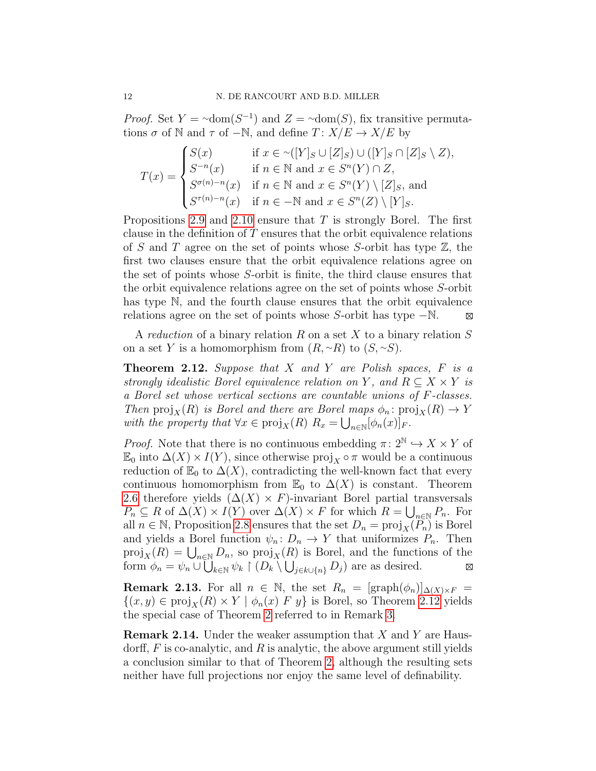*Proof.* Set $Y = {\sim}\mathrm{dom}(S^{-1})$ and $Z = {\sim}\mathrm{dom}(S)$, fix transitive permutations $\sigma$ of $\mathbb{N}$ and $\tau$ of $-\mathbb{N}$, and define $T : X/E \to X/E$ by

$$T(x) = \begin{cases} S(x) & \text{if } x \in {\sim}([Y]_S \cup [Z]_S) \cup ([Y]_S \cap [Z]_S \setminus Z), \\ S^{-n}(x) & \text{if } n \in \mathbb{N} \text{ and } x \in S^n(Y) \cap Z, \\ S^{\sigma(n)-n}(x) & \text{if } n \in \mathbb{N} \text{ and } x \in S^n(Y) \setminus [Z]_S, \text{ and} \\ S^{\tau(n)-n}(x) & \text{if } n \in -\mathbb{N} \text{ and } x \in S^n(Z) \setminus [Y]_S. \end{cases}$$

Propositions 2.9 and 2.10 ensure that $T$ is strongly Borel. The first clause in the definition of $T$ ensures that the orbit equivalence relations of $S$ and $T$ agree on the set of points whose $S$-orbit has type $\mathbb{Z}$, the first two clauses ensure that the orbit equivalence relations agree on the set of points whose $S$-orbit is finite, the third clause ensures that the orbit equivalence relations agree on the set of points whose $S$-orbit has type $\mathbb{N}$, and the fourth clause ensures that the orbit equivalence relations agree on the set of points whose $S$-orbit has type $-\mathbb{N}$. ⊠

A *reduction* of a binary relation $R$ on a set $X$ to a binary relation $S$ on a set $Y$ is a homomorphism from $(R, {\sim}R)$ to $(S, {\sim}S)$.

**Theorem 2.12.** *Suppose that $X$ and $Y$ are Polish spaces, $F$ is a strongly idealistic Borel equivalence relation on $Y$, and $R \subseteq X \times Y$ is a Borel set whose vertical sections are countable unions of $F$-classes. Then $\mathrm{proj}_X(R)$ is Borel and there are Borel maps $\phi_n : \mathrm{proj}_X(R) \to Y$ with the property that $\forall x \in \mathrm{proj}_X(R)\ R_x = \bigcup_{n\in\mathbb{N}}[\phi_n(x)]_F$.*

*Proof.* Note that there is no continuous embedding $\pi : 2^{\mathbb{N}} \hookrightarrow X \times Y$ of $\mathbb{E}_0$ into $\Delta(X) \times I(Y)$, since otherwise $\mathrm{proj}_X \circ \pi$ would be a continuous reduction of $\mathbb{E}_0$ to $\Delta(X)$, contradicting the well-known fact that every continuous homomorphism from $\mathbb{E}_0$ to $\Delta(X)$ is constant. Theorem 2.6 therefore yields $(\Delta(X) \times F)$-invariant Borel partial transversals $P_n \subseteq R$ of $\Delta(X) \times I(Y)$ over $\Delta(X) \times F$ for which $R = \bigcup_{n\in\mathbb{N}} P_n$. For all $n \in \mathbb{N}$, Proposition 2.8 ensures that the set $D_n = \mathrm{proj}_X(P_n)$ is Borel and yields a Borel function $\psi_n : D_n \to Y$ that uniformizes $P_n$. Then $\mathrm{proj}_X(R) = \bigcup_{n\in\mathbb{N}} D_n$, so $\mathrm{proj}_X(R)$ is Borel, and the functions of the form $\phi_n = \psi_n \cup \bigcup_{k\in\mathbb{N}} \psi_k \upharpoonright (D_k \setminus \bigcup_{j\in k\cup\{n\}} D_j)$ are as desired. ⊠

**Remark 2.13.** For all $n \in \mathbb{N}$, the set $R_n = [\mathrm{graph}(\phi_n)]_{\Delta(X)\times F} = \{(x, y) \in \mathrm{proj}_X(R) \times Y \mid \phi_n(x)\ F\ y\}$ is Borel, so Theorem 2.12 yields the special case of Theorem 2 referred to in Remark 3.

**Remark 2.14.** Under the weaker assumption that $X$ and $Y$ are Hausdorff, $F$ is co-analytic, and $R$ is analytic, the above argument still yields a conclusion similar to that of Theorem 2, although the resulting sets neither have full projections nor enjoy the same level of definability.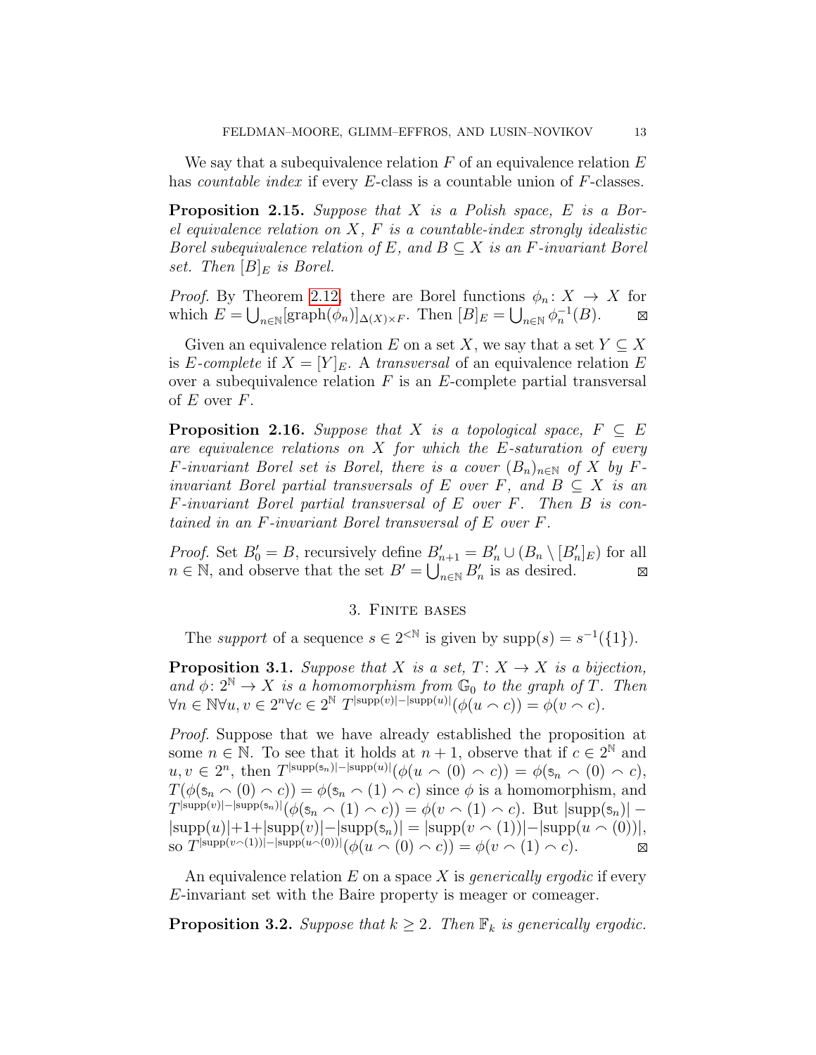We say that a subequivalence relation $F$ of an equivalence relation $E$ has *countable index* if every $E$-class is a countable union of $F$-classes.

**Proposition 2.15.** *Suppose that $X$ is a Polish space, $E$ is a Borel equivalence relation on $X$, $F$ is a countable-index strongly idealistic Borel subequivalence relation of $E$, and $B \subseteq X$ is an $F$-invariant Borel set. Then $[B]_E$ is Borel.*

*Proof.* By Theorem 2.12, there are Borel functions $\phi_n \colon X \to X$ for which $E = \bigcup_{n\in\mathbb{N}}[\mathrm{graph}(\phi_n)]_{\Delta(X)\times F}$. Then $[B]_E = \bigcup_{n\in\mathbb{N}} \phi_n^{-1}(B)$. ⊠

Given an equivalence relation $E$ on a set $X$, we say that a set $Y \subseteq X$ is *$E$-complete* if $X = [Y]_E$. A *transversal* of an equivalence relation $E$ over a subequivalence relation $F$ is an $E$-complete partial transversal of $E$ over $F$.

**Proposition 2.16.** *Suppose that $X$ is a topological space, $F \subseteq E$ are equivalence relations on $X$ for which the $E$-saturation of every $F$-invariant Borel set is Borel, there is a cover $(B_n)_{n\in\mathbb{N}}$ of $X$ by $F$-invariant Borel partial transversals of $E$ over $F$, and $B \subseteq X$ is an $F$-invariant Borel partial transversal of $E$ over $F$. Then $B$ is contained in an $F$-invariant Borel transversal of $E$ over $F$.*

*Proof.* Set $B'_0 = B$, recursively define $B'_{n+1} = B'_n \cup (B_n \setminus [B'_n]_E)$ for all $n \in \mathbb{N}$, and observe that the set $B' = \bigcup_{n\in\mathbb{N}} B'_n$ is as desired. ⊠

## 3. Finite bases

The *support* of a sequence $s \in 2^{<\mathbb{N}}$ is given by $\mathrm{supp}(s) = s^{-1}(\{1\})$.

**Proposition 3.1.** *Suppose that $X$ is a set, $T \colon X \to X$ is a bijection, and $\phi \colon 2^{\mathbb{N}} \to X$ is a homomorphism from $\mathbb{G}_0$ to the graph of $T$. Then $\forall n \in \mathbb{N} \forall u, v \in 2^n \forall c \in 2^{\mathbb{N}}\ T^{|\mathrm{supp}(v)|-|\mathrm{supp}(u)|}(\phi(u \frown c)) = \phi(v \frown c)$.*

*Proof.* Suppose that we have already established the proposition at some $n \in \mathbb{N}$. To see that it holds at $n+1$, observe that if $c \in 2^{\mathbb{N}}$ and $u, v \in 2^n$, then $T^{|\mathrm{supp}(\mathfrak{s}_n)|-|\mathrm{supp}(u)|}(\phi(u \frown (0) \frown c)) = \phi(\mathfrak{s}_n \frown (0) \frown c)$, $T(\phi(\mathfrak{s}_n \frown (0) \frown c)) = \phi(\mathfrak{s}_n \frown (1) \frown c)$ since $\phi$ is a homomorphism, and $T^{|\mathrm{supp}(v)|-|\mathrm{supp}(\mathfrak{s}_n)|}(\phi(\mathfrak{s}_n \frown (1) \frown c)) = \phi(v \frown (1) \frown c)$. But $|\mathrm{supp}(\mathfrak{s}_n)| - |\mathrm{supp}(u)| + 1 + |\mathrm{supp}(v)| - |\mathrm{supp}(\mathfrak{s}_n)| = |\mathrm{supp}(v \frown (1))| - |\mathrm{supp}(u \frown (0))|$, so $T^{|\mathrm{supp}(v\frown(1))|-|\mathrm{supp}(u\frown(0))|}(\phi(u \frown (0) \frown c)) = \phi(v \frown (1) \frown c)$. ⊠

An equivalence relation $E$ on a space $X$ is *generically ergodic* if every $E$-invariant set with the Baire property is meager or comeager.

**Proposition 3.2.** *Suppose that $k \geq 2$. Then $\mathbb{F}_k$ is generically ergodic.*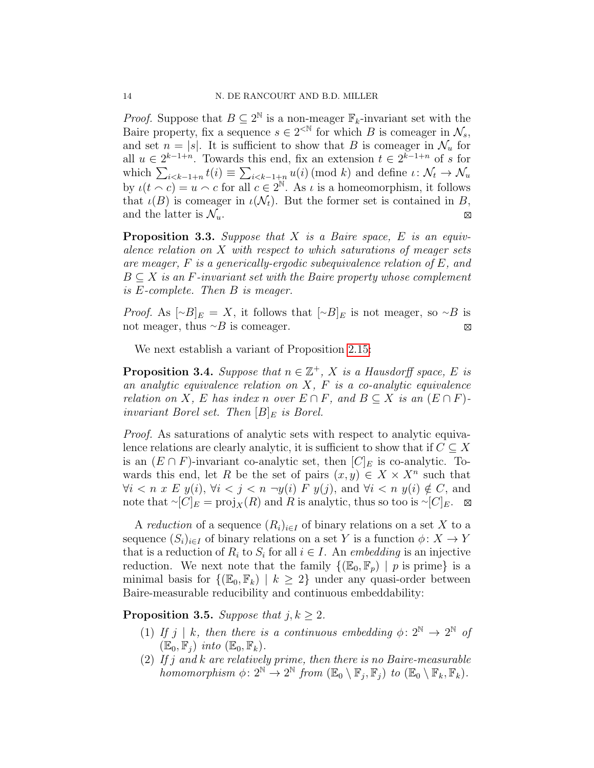*Proof.* Suppose that $B \subseteq 2^{\mathbb{N}}$ is a non-meager $\mathbb{F}_k$-invariant set with the Baire property, fix a sequence $s \in 2^{<\mathbb{N}}$ for which $B$ is comeager in $\mathcal{N}_s$, and set $n = |s|$. It is sufficient to show that $B$ is comeager in $\mathcal{N}_u$ for all $u \in 2^{k-1+n}$. Towards this end, fix an extension $t \in 2^{k-1+n}$ of $s$ for which $\sum_{i<k-1+n} t(i) \equiv \sum_{i<k-1+n} u(i) \pmod{k}$ and define $\iota \colon \mathcal{N}_t \to \mathcal{N}_u$ by $\iota(t \frown c) = u \frown c$ for all $c \in 2^{\mathbb{N}}$. As $\iota$ is a homeomorphism, it follows that $\iota(B)$ is comeager in $\iota(\mathcal{N}_t)$. But the former set is contained in $B$, and the latter is $\mathcal{N}_u$. ⊠

**Proposition 3.3.** *Suppose that $X$ is a Baire space, $E$ is an equivalence relation on $X$ with respect to which saturations of meager sets are meager, $F$ is a generically-ergodic subequivalence relation of $E$, and $B \subseteq X$ is an $F$-invariant set with the Baire property whose complement is $E$-complete. Then $B$ is meager.*

*Proof.* As $[\sim B]_E = X$, it follows that $[\sim B]_E$ is not meager, so $\sim B$ is not meager, thus $\sim B$ is comeager. ⊠

We next establish a variant of Proposition 2.15:

**Proposition 3.4.** *Suppose that $n \in \mathbb{Z}^+$, $X$ is a Hausdorff space, $E$ is an analytic equivalence relation on $X$, $F$ is a co-analytic equivalence relation on $X$, $E$ has index $n$ over $E \cap F$, and $B \subseteq X$ is an $(E \cap F)$-invariant Borel set. Then $[B]_E$ is Borel.*

*Proof.* As saturations of analytic sets with respect to analytic equivalence relations are clearly analytic, it is sufficient to show that if $C \subseteq X$ is an $(E \cap F)$-invariant co-analytic set, then $[C]_E$ is co-analytic. Towards this end, let $R$ be the set of pairs $(x, y) \in X \times X^n$ such that $\forall i < n \; x \mathrel{E} y(i)$, $\forall i < j < n \; \neg y(i) \mathrel{F} y(j)$, and $\forall i < n \; y(i) \notin C$, and note that $\sim[C]_E = \mathrm{proj}_X(R)$ and $R$ is analytic, thus so too is $\sim[C]_E$. ⊠

A *reduction* of a sequence $(R_i)_{i \in I}$ of binary relations on a set $X$ to a sequence $(S_i)_{i \in I}$ of binary relations on a set $Y$ is a function $\phi \colon X \to Y$ that is a reduction of $R_i$ to $S_i$ for all $i \in I$. An *embedding* is an injective reduction. We next note that the family $\{(\mathbb{E}_0, \mathbb{F}_p) \mid p \text{ is prime}\}$ is a minimal basis for $\{(\mathbb{E}_0, \mathbb{F}_k) \mid k \geq 2\}$ under any quasi-order between Baire-measurable reducibility and continuous embeddability:

**Proposition 3.5.** *Suppose that $j, k \geq 2$.*

1. *If $j \mid k$, then there is a continuous embedding $\phi \colon 2^{\mathbb{N}} \to 2^{\mathbb{N}}$ of $(\mathbb{E}_0, \mathbb{F}_j)$ into $(\mathbb{E}_0, \mathbb{F}_k)$.*
2. *If $j$ and $k$ are relatively prime, then there is no Baire-measurable homomorphism $\phi \colon 2^{\mathbb{N}} \to 2^{\mathbb{N}}$ from $(\mathbb{E}_0 \setminus \mathbb{F}_j, \mathbb{F}_j)$ to $(\mathbb{E}_0 \setminus \mathbb{F}_k, \mathbb{F}_k)$.*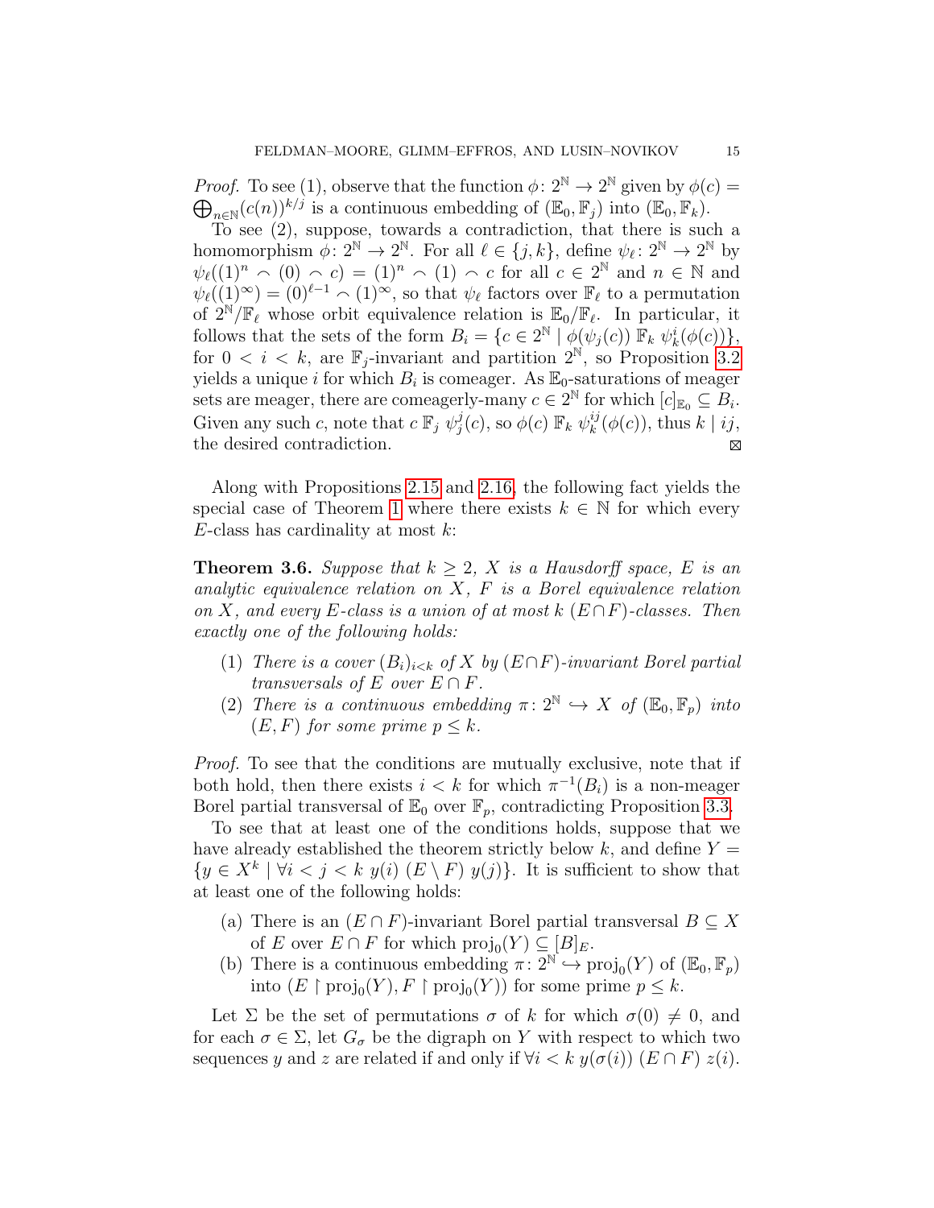*Proof.* To see (1), observe that the function $\phi \colon 2^{\mathbb{N}} \to 2^{\mathbb{N}}$ given by $\phi(c) = \bigoplus_{n \in \mathbb{N}} (c(n))^{k/j}$ is a continuous embedding of $(\mathbb{E}_0, \mathbb{F}_j)$ into $(\mathbb{E}_0, \mathbb{F}_k)$.

To see (2), suppose, towards a contradiction, that there is such a homomorphism $\phi \colon 2^{\mathbb{N}} \to 2^{\mathbb{N}}$. For all $\ell \in \{j, k\}$, define $\psi_\ell \colon 2^{\mathbb{N}} \to 2^{\mathbb{N}}$ by $\psi_\ell((1)^n \frown (0) \frown c) = (1)^n \frown (1) \frown c$ for all $c \in 2^{\mathbb{N}}$ and $n \in \mathbb{N}$ and $\psi_\ell((1)^\infty) = (0)^{\ell - 1} \frown (1)^\infty$, so that $\psi_\ell$ factors over $\mathbb{F}_\ell$ to a permutation of $2^{\mathbb{N}}/\mathbb{F}_\ell$ whose orbit equivalence relation is $\mathbb{E}_0/\mathbb{F}_\ell$. In particular, it follows that the sets of the form $B_i = \{c \in 2^{\mathbb{N}} \mid \phi(\psi_j(c)) \mathrel{\mathbb{F}_k} \psi_k^i(\phi(c))\}$, for $0 < i < k$, are $\mathbb{F}_j$-invariant and partition $2^{\mathbb{N}}$, so Proposition 3.2 yields a unique $i$ for which $B_i$ is comeager. As $\mathbb{E}_0$-saturations of meager sets are meager, there are comeagerly-many $c \in 2^{\mathbb{N}}$ for which $[c]_{\mathbb{E}_0} \subseteq B_i$. Given any such $c$, note that $c \mathrel{\mathbb{F}_j} \psi_j^j(c)$, so $\phi(c) \mathrel{\mathbb{F}_k} \psi_k^{ij}(\phi(c))$, thus $k \mid ij$, the desired contradiction. ⊠

Along with Propositions 2.15 and 2.16, the following fact yields the special case of Theorem 1 where there exists $k \in \mathbb{N}$ for which every $E$-class has cardinality at most $k$:

**Theorem 3.6.** *Suppose that $k \geq 2$, $X$ is a Hausdorff space, $E$ is an analytic equivalence relation on $X$, $F$ is a Borel equivalence relation on $X$, and every $E$-class is a union of at most $k$ $(E \cap F)$-classes. Then exactly one of the following holds:*

1. *There is a cover $(B_i)_{i<k}$ of $X$ by $(E \cap F)$-invariant Borel partial transversals of $E$ over $E \cap F$.*
2. *There is a continuous embedding $\pi \colon 2^{\mathbb{N}} \hookrightarrow X$ of $(\mathbb{E}_0, \mathbb{F}_p)$ into $(E, F)$ for some prime $p \leq k$.*

*Proof.* To see that the conditions are mutually exclusive, note that if both hold, then there exists $i < k$ for which $\pi^{-1}(B_i)$ is a non-meager Borel partial transversal of $\mathbb{E}_0$ over $\mathbb{F}_p$, contradicting Proposition 3.3.

To see that at least one of the conditions holds, suppose that we have already established the theorem strictly below $k$, and define $Y = \{y \in X^k \mid \forall i < j < k \ y(i) \ (E \setminus F) \ y(j)\}$. It is sufficient to show that at least one of the following holds:

(a) There is an $(E \cap F)$-invariant Borel partial transversal $B \subseteq X$ of $E$ over $E \cap F$ for which $\mathrm{proj}_0(Y) \subseteq [B]_E$.

(b) There is a continuous embedding $\pi \colon 2^{\mathbb{N}} \hookrightarrow \mathrm{proj}_0(Y)$ of $(\mathbb{E}_0, \mathbb{F}_p)$ into $(E \upharpoonright \mathrm{proj}_0(Y), F \upharpoonright \mathrm{proj}_0(Y))$ for some prime $p \leq k$.

Let $\Sigma$ be the set of permutations $\sigma$ of $k$ for which $\sigma(0) \neq 0$, and for each $\sigma \in \Sigma$, let $G_\sigma$ be the digraph on $Y$ with respect to which two sequences $y$ and $z$ are related if and only if $\forall i < k \ y(\sigma(i)) \ (E \cap F) \ z(i)$.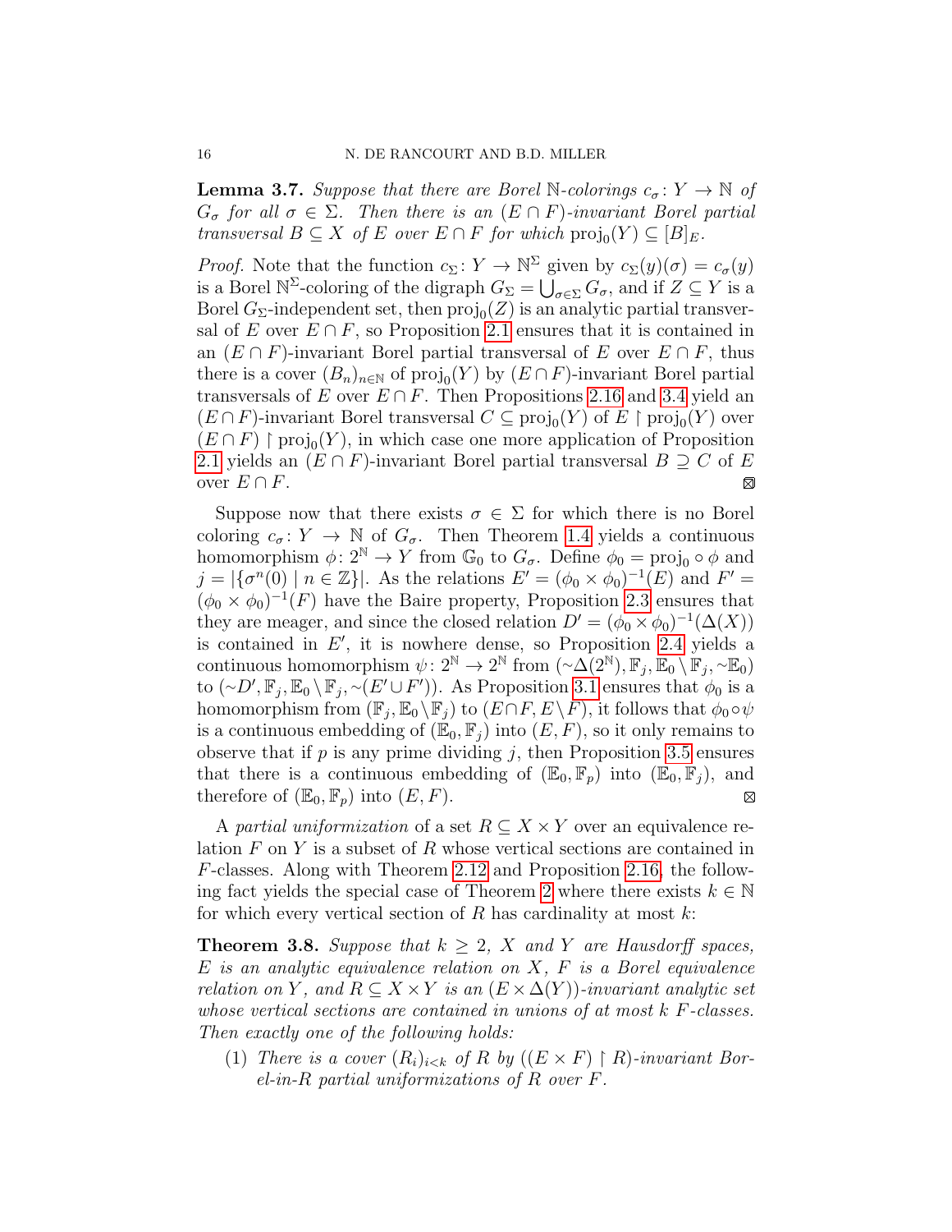**Lemma 3.7.** *Suppose that there are Borel $\mathbb{N}$-colorings $c_\sigma \colon Y \to \mathbb{N}$ of $G_\sigma$ for all $\sigma \in \Sigma$. Then there is an $(E \cap F)$-invariant Borel partial transversal $B \subseteq X$ of $E$ over $E \cap F$ for which $\mathrm{proj}_0(Y) \subseteq [B]_E$.*

*Proof.* Note that the function $c_\Sigma \colon Y \to \mathbb{N}^\Sigma$ given by $c_\Sigma(y)(\sigma) = c_\sigma(y)$ is a Borel $\mathbb{N}^\Sigma$-coloring of the digraph $G_\Sigma = \bigcup_{\sigma \in \Sigma} G_\sigma$, and if $Z \subseteq Y$ is a Borel $G_\Sigma$-independent set, then $\mathrm{proj}_0(Z)$ is an analytic partial transversal of $E$ over $E \cap F$, so Proposition 2.1 ensures that it is contained in an $(E \cap F)$-invariant Borel partial transversal of $E$ over $E \cap F$, thus there is a cover $(B_n)_{n \in \mathbb{N}}$ of $\mathrm{proj}_0(Y)$ by $(E \cap F)$-invariant Borel partial transversals of $E$ over $E \cap F$. Then Propositions 2.16 and 3.4 yield an $(E \cap F)$-invariant Borel transversal $C \subseteq \mathrm{proj}_0(Y)$ of $E \upharpoonright \mathrm{proj}_0(Y)$ over $(E \cap F) \upharpoonright \mathrm{proj}_0(Y)$, in which case one more application of Proposition 2.1 yields an $(E \cap F)$-invariant Borel partial transversal $B \supseteq C$ of $E$ over $E \cap F$. ⊠

Suppose now that there exists $\sigma \in \Sigma$ for which there is no Borel coloring $c_\sigma \colon Y \to \mathbb{N}$ of $G_\sigma$. Then Theorem 1.4 yields a continuous homomorphism $\phi \colon 2^\mathbb{N} \to Y$ from $\mathbb{G}_0$ to $G_\sigma$. Define $\phi_0 = \mathrm{proj}_0 \circ \phi$ and $j = |\{\sigma^n(0) \mid n \in \mathbb{Z}\}|$. As the relations $E' = (\phi_0 \times \phi_0)^{-1}(E)$ and $F' = (\phi_0 \times \phi_0)^{-1}(F)$ have the Baire property, Proposition 2.3 ensures that they are meager, and since the closed relation $D' = (\phi_0 \times \phi_0)^{-1}(\Delta(X))$ is contained in $E'$, it is nowhere dense, so Proposition 2.4 yields a continuous homomorphism $\psi \colon 2^\mathbb{N} \to 2^\mathbb{N}$ from $({\sim}\Delta(2^\mathbb{N}), \mathbb{F}_j, \mathbb{E}_0 \setminus \mathbb{F}_j, {\sim}\mathbb{E}_0)$ to $({\sim}D', \mathbb{F}_j, \mathbb{E}_0 \setminus \mathbb{F}_j, {\sim}(E' \cup F'))$. As Proposition 3.1 ensures that $\phi_0$ is a homomorphism from $(\mathbb{F}_j, \mathbb{E}_0 \setminus \mathbb{F}_j)$ to $(E \cap F, E \setminus F)$, it follows that $\phi_0 \circ \psi$ is a continuous embedding of $(\mathbb{E}_0, \mathbb{F}_j)$ into $(E, F)$, so it only remains to observe that if $p$ is any prime dividing $j$, then Proposition 3.5 ensures that there is a continuous embedding of $(\mathbb{E}_0, \mathbb{F}_p)$ into $(\mathbb{E}_0, \mathbb{F}_j)$, and therefore of $(\mathbb{E}_0, \mathbb{F}_p)$ into $(E, F)$. ⊠

A *partial uniformization* of a set $R \subseteq X \times Y$ over an equivalence relation $F$ on $Y$ is a subset of $R$ whose vertical sections are contained in $F$-classes. Along with Theorem 2.12 and Proposition 2.16, the following fact yields the special case of Theorem 2 where there exists $k \in \mathbb{N}$ for which every vertical section of $R$ has cardinality at most $k$:

**Theorem 3.8.** *Suppose that $k \geq 2$, $X$ and $Y$ are Hausdorff spaces, $E$ is an analytic equivalence relation on $X$, $F$ is a Borel equivalence relation on $Y$, and $R \subseteq X \times Y$ is an $(E \times \Delta(Y))$-invariant analytic set whose vertical sections are contained in unions of at most $k$ $F$-classes. Then exactly one of the following holds:*

1. *There is a cover $(R_i)_{i<k}$ of $R$ by $((E \times F) \upharpoonright R)$-invariant Borel-in-$R$ partial uniformizations of $R$ over $F$.*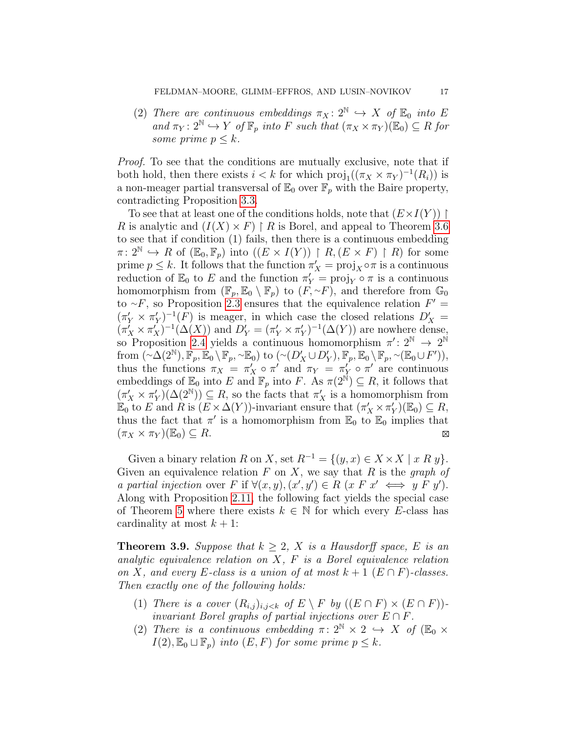(2) *There are continuous embeddings $\pi_X \colon 2^{\mathbb{N}} \hookrightarrow X$ of $\mathbb{E}_0$ into $E$ and $\pi_Y \colon 2^{\mathbb{N}} \hookrightarrow Y$ of $\mathbb{F}_p$ into $F$ such that $(\pi_X \times \pi_Y)(\mathbb{E}_0) \subseteq R$ for some prime $p \leq k$.*

*Proof.* To see that the conditions are mutually exclusive, note that if both hold, then there exists $i < k$ for which $\mathrm{proj}_1((\pi_X \times \pi_Y)^{-1}(R_i))$ is a non-meager partial transversal of $\mathbb{E}_0$ over $\mathbb{F}_p$ with the Baire property, contradicting Proposition 3.3.

To see that at least one of the conditions holds, note that $(E \times I(Y)) \restriction R$ is analytic and $(I(X) \times F) \restriction R$ is Borel, and appeal to Theorem 3.6 to see that if condition (1) fails, then there is a continuous embedding $\pi \colon 2^{\mathbb{N}} \hookrightarrow R$ of $(\mathbb{E}_0, \mathbb{F}_p)$ into $((E \times I(Y)) \restriction R, (E \times F) \restriction R)$ for some prime $p \leq k$. It follows that the function $\pi'_X = \mathrm{proj}_X \circ \pi$ is a continuous reduction of $\mathbb{E}_0$ to $E$ and the function $\pi'_Y = \mathrm{proj}_Y \circ \pi$ is a continuous homomorphism from $(\mathbb{F}_p, \mathbb{E}_0 \setminus \mathbb{F}_p)$ to $(F, {\sim}F)$, and therefore from $\mathbb{G}_0$ to ${\sim}F$, so Proposition 2.3 ensures that the equivalence relation $F' = (\pi'_Y \times \pi'_Y)^{-1}(F)$ is meager, in which case the closed relations $D'_X = (\pi'_X \times \pi'_X)^{-1}(\Delta(X))$ and $D'_Y = (\pi'_Y \times \pi'_Y)^{-1}(\Delta(Y))$ are nowhere dense, so Proposition 2.4 yields a continuous homomorphism $\pi' \colon 2^{\mathbb{N}} \to 2^{\mathbb{N}}$ from $({\sim}\Delta(2^{\mathbb{N}}), \mathbb{F}_p, \mathbb{E}_0 \setminus \mathbb{F}_p, {\sim}\mathbb{E}_0)$ to $({\sim}(D'_X \cup D'_Y), \mathbb{F}_p, \mathbb{E}_0 \setminus \mathbb{F}_p, {\sim}(\mathbb{E}_0 \cup F'))$, thus the functions $\pi_X = \pi'_X \circ \pi'$ and $\pi_Y = \pi'_Y \circ \pi'$ are continuous embeddings of $\mathbb{E}_0$ into $E$ and $\mathbb{F}_p$ into $F$. As $\pi(2^{\mathbb{N}}) \subseteq R$, it follows that $(\pi'_X \times \pi'_Y)(\Delta(2^{\mathbb{N}})) \subseteq R$, so the facts that $\pi'_X$ is a homomorphism from $\mathbb{E}_0$ to $E$ and $R$ is $(E \times \Delta(Y))$-invariant ensure that $(\pi'_X \times \pi'_Y)(\mathbb{E}_0) \subseteq R$, thus the fact that $\pi'$ is a homomorphism from $\mathbb{E}_0$ to $\mathbb{E}_0$ implies that $(\pi_X \times \pi_Y)(\mathbb{E}_0) \subseteq R$. ⊠

Given a binary relation $R$ on $X$, set $R^{-1} = \{(y, x) \in X \times X \mid x \mathrel{R} y\}$. Given an equivalence relation $F$ on $X$, we say that $R$ is the *graph of a partial injection* over $F$ if $\forall (x, y), (x', y') \in R \ (x \mathrel{F} x' \iff y \mathrel{F} y')$. Along with Proposition 2.11, the following fact yields the special case of Theorem 5 where there exists $k \in \mathbb{N}$ for which every $E$-class has cardinality at most $k + 1$:

**Theorem 3.9.** *Suppose that $k \geq 2$, $X$ is a Hausdorff space, $E$ is an analytic equivalence relation on $X$, $F$ is a Borel equivalence relation on $X$, and every $E$-class is a union of at most $k + 1$ $(E \cap F)$-classes. Then exactly one of the following holds:*

1. *There is a cover $(R_{i,j})_{i,j<k}$ of $E \setminus F$ by $((E \cap F) \times (E \cap F))$-invariant Borel graphs of partial injections over $E \cap F$.*
2. *There is a continuous embedding $\pi \colon 2^{\mathbb{N}} \times 2 \hookrightarrow X$ of $(\mathbb{E}_0 \times I(2), \mathbb{E}_0 \sqcup \mathbb{F}_p)$ into $(E, F)$ for some prime $p \leq k$.*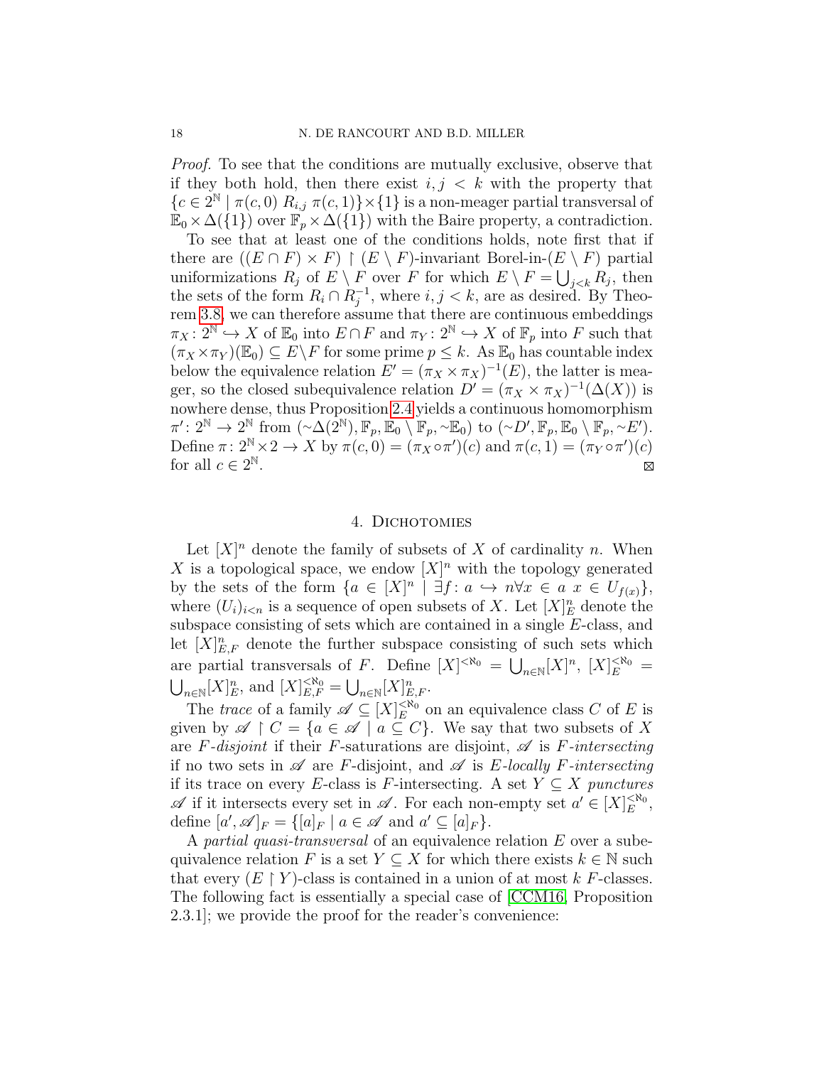*Proof.* To see that the conditions are mutually exclusive, observe that if they both hold, then there exist $i, j < k$ with the property that $\{c \in 2^{\mathbb{N}} \mid \pi(c, 0)\ R_{i,j}\ \pi(c, 1)\} \times \{1\}$ is a non-meager partial transversal of $\mathbb{E}_0 \times \Delta(\{1\})$ over $\mathbb{F}_p \times \Delta(\{1\})$ with the Baire property, a contradiction.

To see that at least one of the conditions holds, note first that if there are $((E \cap F) \times F) \upharpoonright (E \setminus F)$-invariant Borel-in-$(E \setminus F)$ partial uniformizations $R_j$ of $E \setminus F$ over $F$ for which $E \setminus F = \bigcup_{j<k} R_j$, then the sets of the form $R_i \cap R_j^{-1}$, where $i, j < k$, are as desired. By Theorem 3.8, we can therefore assume that there are continuous embeddings $\pi_X : 2^{\mathbb{N}} \hookrightarrow X$ of $\mathbb{E}_0$ into $E \cap F$ and $\pi_Y : 2^{\mathbb{N}} \hookrightarrow X$ of $\mathbb{F}_p$ into $F$ such that $(\pi_X \times \pi_Y)(\mathbb{E}_0) \subseteq E \setminus F$ for some prime $p \leq k$. As $\mathbb{E}_0$ has countable index below the equivalence relation $E' = (\pi_X \times \pi_X)^{-1}(E)$, the latter is meager, so the closed subequivalence relation $D' = (\pi_X \times \pi_X)^{-1}(\Delta(X))$ is nowhere dense, thus Proposition 2.4 yields a continuous homomorphism $\pi' : 2^{\mathbb{N}} \to 2^{\mathbb{N}}$ from $(\sim\Delta(2^{\mathbb{N}}), \mathbb{F}_p, \mathbb{E}_0 \setminus \mathbb{F}_p, \sim\mathbb{E}_0)$ to $(\sim D', \mathbb{F}_p, \mathbb{E}_0 \setminus \mathbb{F}_p, \sim E')$. Define $\pi : 2^{\mathbb{N}} \times 2 \to X$ by $\pi(c, 0) = (\pi_X \circ \pi')(c)$ and $\pi(c, 1) = (\pi_Y \circ \pi')(c)$ for all $c \in 2^{\mathbb{N}}$. ⊠

## 4. Dichotomies

Let $[X]^n$ denote the family of subsets of $X$ of cardinality $n$. When $X$ is a topological space, we endow $[X]^n$ with the topology generated by the sets of the form $\{a \in [X]^n \mid \exists f : a \hookrightarrow n \forall x \in a\ x \in U_{f(x)}\}$, where $(U_i)_{i<n}$ is a sequence of open subsets of $X$. Let $[X]^n_E$ denote the subspace consisting of sets which are contained in a single $E$-class, and let $[X]^n_{E,F}$ denote the further subspace consisting of such sets which are partial transversals of $F$. Define $[X]^{<\aleph_0} = \bigcup_{n \in \mathbb{N}} [X]^n$, $[X]^{<\aleph_0}_E = \bigcup_{n \in \mathbb{N}} [X]^n_E$, and $[X]^{<\aleph_0}_{E,F} = \bigcup_{n \in \mathbb{N}} [X]^n_{E,F}$.

The *trace* of a family $\mathscr{A} \subseteq [X]^{<\aleph_0}_E$ on an equivalence class $C$ of $E$ is given by $\mathscr{A} \upharpoonright C = \{a \in \mathscr{A} \mid a \subseteq C\}$. We say that two subsets of $X$ are *$F$-disjoint* if their $F$-saturations are disjoint, $\mathscr{A}$ is *$F$-intersecting* if no two sets in $\mathscr{A}$ are $F$-disjoint, and $\mathscr{A}$ is *$E$-locally $F$-intersecting* if its trace on every $E$-class is $F$-intersecting. A set $Y \subseteq X$ *punctures* $\mathscr{A}$ if it intersects every set in $\mathscr{A}$. For each non-empty set $a' \in [X]^{<\aleph_0}_E$, define $[a', \mathscr{A}]_F = \{[a]_F \mid a \in \mathscr{A} \text{ and } a' \subseteq [a]_F\}$.

A *partial quasi-transversal* of an equivalence relation $E$ over a subequivalence relation $F$ is a set $Y \subseteq X$ for which there exists $k \in \mathbb{N}$ such that every $(E \upharpoonright Y)$-class is contained in a union of at most $k$ $F$-classes. The following fact is essentially a special case of [CCM16, Proposition 2.3.1]; we provide the proof for the reader's convenience: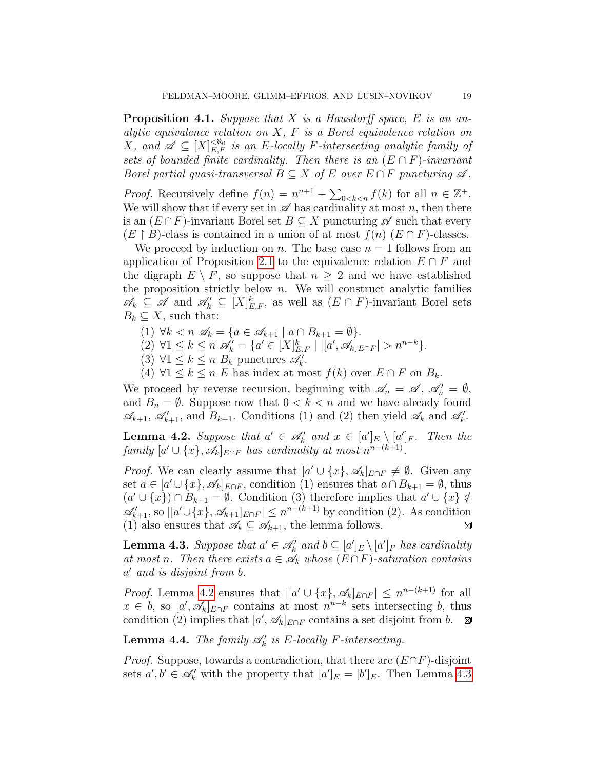**Proposition 4.1.** *Suppose that $X$ is a Hausdorff space, $E$ is an analytic equivalence relation on $X$, $F$ is a Borel equivalence relation on $X$, and $\mathscr{A} \subseteq [X]^{<\aleph_0}_{E,F}$ is an $E$-locally $F$-intersecting analytic family of sets of bounded finite cardinality. Then there is an $(E \cap F)$-invariant Borel partial quasi-transversal $B \subseteq X$ of $E$ over $E \cap F$ puncturing $\mathscr{A}$.*

*Proof.* Recursively define $f(n) = n^{n+1} + \sum_{0<k<n} f(k)$ for all $n \in \mathbb{Z}^+$. We will show that if every set in $\mathscr{A}$ has cardinality at most $n$, then there is an $(E \cap F)$-invariant Borel set $B \subseteq X$ puncturing $\mathscr{A}$ such that every $(E \restriction B)$-class is contained in a union of at most $f(n)$ $(E \cap F)$-classes.

We proceed by induction on $n$. The base case $n = 1$ follows from an application of Proposition 2.1 to the equivalence relation $E \cap F$ and the digraph $E \setminus F$, so suppose that $n \geq 2$ and we have established the proposition strictly below $n$. We will construct analytic families $\mathscr{A}_k \subseteq \mathscr{A}$ and $\mathscr{A}'_k \subseteq [X]^k_{E,F}$, as well as $(E \cap F)$-invariant Borel sets $B_k \subseteq X$, such that:

1. $\forall k < n \ \mathscr{A}_k = \{a \in \mathscr{A}_{k+1} \mid a \cap B_{k+1} = \emptyset\}$.
2. $\forall 1 \leq k \leq n \ \mathscr{A}'_k = \{a' \in [X]^k_{E,F} \mid |[a', \mathscr{A}_k]_{E \cap F}| > n^{n-k}\}$.
3. $\forall 1 \leq k \leq n \ B_k$ punctures $\mathscr{A}'_k$.
4. $\forall 1 \leq k \leq n \ E$ has index at most $f(k)$ over $E \cap F$ on $B_k$.

We proceed by reverse recursion, beginning with $\mathscr{A}_n = \mathscr{A}$, $\mathscr{A}'_n = \emptyset$, and $B_n = \emptyset$. Suppose now that $0 < k < n$ and we have already found $\mathscr{A}_{k+1}$, $\mathscr{A}'_{k+1}$, and $B_{k+1}$. Conditions (1) and (2) then yield $\mathscr{A}_k$ and $\mathscr{A}'_k$.

**Lemma 4.2.** *Suppose that $a' \in \mathscr{A}'_k$ and $x \in [a']_E \setminus [a']_F$. Then the family $[a' \cup \{x\}, \mathscr{A}_k]_{E \cap F}$ has cardinality at most $n^{n-(k+1)}$.*

*Proof.* We can clearly assume that $[a' \cup \{x\}, \mathscr{A}_k]_{E \cap F} \neq \emptyset$. Given any set $a \in [a' \cup \{x\}, \mathscr{A}_k]_{E \cap F}$, condition (1) ensures that $a \cap B_{k+1} = \emptyset$, thus $(a' \cup \{x\}) \cap B_{k+1} = \emptyset$. Condition (3) therefore implies that $a' \cup \{x\} \notin \mathscr{A}'_{k+1}$, so $|[a' \cup \{x\}, \mathscr{A}_{k+1}]_{E \cap F}| \leq n^{n-(k+1)}$ by condition (2). As condition (1) also ensures that $\mathscr{A}_k \subseteq \mathscr{A}_{k+1}$, the lemma follows. ⊠

**Lemma 4.3.** *Suppose that $a' \in \mathscr{A}'_k$ and $b \subseteq [a']_E \setminus [a']_F$ has cardinality at most $n$. Then there exists $a \in \mathscr{A}_k$ whose $(E \cap F)$-saturation contains $a'$ and is disjoint from $b$.*

*Proof.* Lemma 4.2 ensures that $|[a' \cup \{x\}, \mathscr{A}_k]_{E \cap F}| \leq n^{n-(k+1)}$ for all $x \in b$, so $[a', \mathscr{A}_k]_{E \cap F}$ contains at most $n^{n-k}$ sets intersecting $b$, thus condition (2) implies that $[a', \mathscr{A}_k]_{E \cap F}$ contains a set disjoint from $b$. ⊠

**Lemma 4.4.** *The family $\mathscr{A}'_k$ is $E$-locally $F$-intersecting.*

*Proof.* Suppose, towards a contradiction, that there are $(E \cap F)$-disjoint sets $a', b' \in \mathscr{A}'_k$ with the property that $[a']_E = [b']_E$. Then Lemma 4.3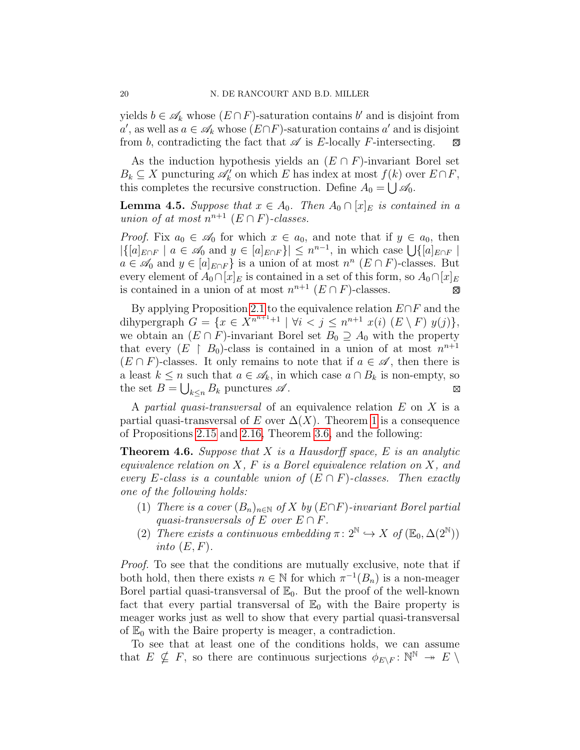yields $b \in \mathscr{A}_k$ whose $(E \cap F)$-saturation contains $b'$ and is disjoint from $a'$, as well as $a \in \mathscr{A}_k$ whose $(E \cap F)$-saturation contains $a'$ and is disjoint from $b$, contradicting the fact that $\mathscr{A}$ is $E$-locally $F$-intersecting. ⊠

As the induction hypothesis yields an $(E \cap F)$-invariant Borel set $B_k \subseteq X$ puncturing $\mathscr{A}'_k$ on which $E$ has index at most $f(k)$ over $E \cap F$, this completes the recursive construction. Define $A_0 = \bigcup \mathscr{A}_0$.

**Lemma 4.5.** *Suppose that $x \in A_0$. Then $A_0 \cap [x]_E$ is contained in a union of at most $n^{n+1}$ $(E \cap F)$-classes.*

*Proof.* Fix $a_0 \in \mathscr{A}_0$ for which $x \in a_0$, and note that if $y \in a_0$, then $|\{[a]_{E \cap F} \mid a \in \mathscr{A}_0 \text{ and } y \in [a]_{E \cap F}\}| \leq n^{n-1}$, in which case $\bigcup \{[a]_{E \cap F} \mid a \in \mathscr{A}_0 \text{ and } y \in [a]_{E \cap F}\}$ is a union of at most $n^n$ $(E \cap F)$-classes. But every element of $A_0 \cap [x]_E$ is contained in a set of this form, so $A_0 \cap [x]_E$ is contained in a union of at most $n^{n+1}$ $(E \cap F)$-classes. ⊠

By applying Proposition 2.1 to the equivalence relation $E \cap F$ and the dihypergraph $G = \{x \in X^{n^{n+1}+1} \mid \forall i < j \leq n^{n+1} \; x(i) \; (E \setminus F) \; y(j)\}$, we obtain an $(E \cap F)$-invariant Borel set $B_0 \supseteq A_0$ with the property that every $(E \restriction B_0)$-class is contained in a union of at most $n^{n+1}$ $(E \cap F)$-classes. It only remains to note that if $a \in \mathscr{A}$, then there is a least $k \leq n$ such that $a \in \mathscr{A}_k$, in which case $a \cap B_k$ is non-empty, so the set $B = \bigcup_{k \leq n} B_k$ punctures $\mathscr{A}$. ⊠

A *partial quasi-transversal* of an equivalence relation $E$ on $X$ is a partial quasi-transversal of $E$ over $\Delta(X)$. Theorem 1 is a consequence of Propositions 2.15 and 2.16, Theorem 3.6, and the following:

**Theorem 4.6.** *Suppose that $X$ is a Hausdorff space, $E$ is an analytic equivalence relation on $X$, $F$ is a Borel equivalence relation on $X$, and every $E$-class is a countable union of $(E \cap F)$-classes. Then exactly one of the following holds:*

1. *There is a cover $(B_n)_{n \in \mathbb{N}}$ of $X$ by $(E \cap F)$-invariant Borel partial quasi-transversals of $E$ over $E \cap F$.*
2. *There exists a continuous embedding $\pi \colon 2^{\mathbb{N}} \hookrightarrow X$ of $(\mathbb{E}_0, \Delta(2^{\mathbb{N}}))$ into $(E, F)$.*

*Proof.* To see that the conditions are mutually exclusive, note that if both hold, then there exists $n \in \mathbb{N}$ for which $\pi^{-1}(B_n)$ is a non-meager Borel partial quasi-transversal of $\mathbb{E}_0$. But the proof of the well-known fact that every partial transversal of $\mathbb{E}_0$ with the Baire property is meager works just as well to show that every partial quasi-transversal of $\mathbb{E}_0$ with the Baire property is meager, a contradiction.

To see that at least one of the conditions holds, we can assume that $E \nsubseteq F$, so there are continuous surjections $\phi_{E \setminus F} \colon \mathbb{N}^{\mathbb{N}} \twoheadrightarrow E \setminus$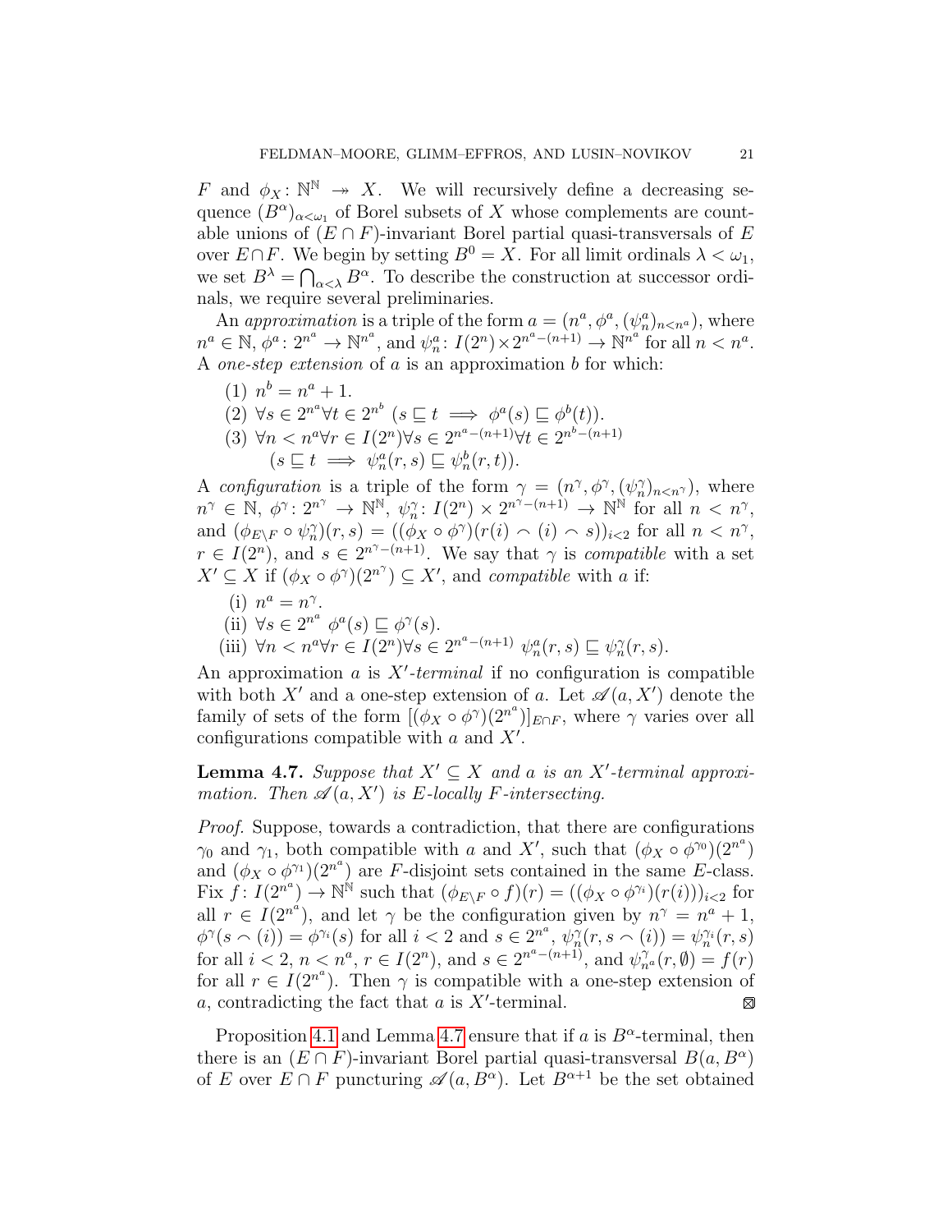$F$ and $\phi_X \colon \mathbb{N}^\mathbb{N} \twoheadrightarrow X$. We will recursively define a decreasing sequence $(B^\alpha)_{\alpha<\omega_1}$ of Borel subsets of $X$ whose complements are countable unions of $(E \cap F)$-invariant Borel partial quasi-transversals of $E$ over $E \cap F$. We begin by setting $B^0 = X$. For all limit ordinals $\lambda < \omega_1$, we set $B^\lambda = \bigcap_{\alpha<\lambda} B^\alpha$. To describe the construction at successor ordinals, we require several preliminaries.

An *approximation* is a triple of the form $a = (n^a, \phi^a, (\psi_n^a)_{n<n^a})$, where $n^a \in \mathbb{N}$, $\phi^a \colon 2^{n^a} \to \mathbb{N}^{n^a}$, and $\psi_n^a \colon I(2^n) \times 2^{n^a-(n+1)} \to \mathbb{N}^{n^a}$ for all $n < n^a$. A *one-step extension* of $a$ is an approximation $b$ for which:

(1) $n^b = n^a + 1$.
(2) $\forall s \in 2^{n^a} \forall t \in 2^{n^b}$ $(s \sqsubseteq t \implies \phi^a(s) \sqsubseteq \phi^b(t))$.
(3) $\forall n < n^a \forall r \in I(2^n) \forall s \in 2^{n^a-(n+1)} \forall t \in 2^{n^b-(n+1)}$ $(s \sqsubseteq t \implies \psi_n^a(r,s) \sqsubseteq \psi_n^b(r,t))$.

A *configuration* is a triple of the form $\gamma = (n^\gamma, \phi^\gamma, (\psi_n^\gamma)_{n<n^\gamma})$, where $n^\gamma \in \mathbb{N}$, $\phi^\gamma \colon 2^{n^\gamma} \to \mathbb{N}^\mathbb{N}$, $\psi_n^\gamma \colon I(2^n) \times 2^{n^\gamma-(n+1)} \to \mathbb{N}^\mathbb{N}$ for all $n < n^\gamma$, and $(\phi_{E \setminus F} \circ \psi_n^\gamma)(r, s) = ((\phi_X \circ \phi^\gamma)(r(i) \frown (i) \frown s))_{i<2}$ for all $n < n^\gamma$, $r \in I(2^n)$, and $s \in 2^{n^\gamma-(n+1)}$. We say that $\gamma$ is *compatible* with a set $X' \subseteq X$ if $(\phi_X \circ \phi^\gamma)(2^{n^\gamma}) \subseteq X'$, and *compatible* with $a$ if:

(i) $n^a = n^\gamma$.
(ii) $\forall s \in 2^{n^a}$ $\phi^a(s) \sqsubseteq \phi^\gamma(s)$.
(iii) $\forall n < n^a \forall r \in I(2^n) \forall s \in 2^{n^a-(n+1)}$ $\psi_n^a(r,s) \sqsubseteq \psi_n^\gamma(r,s)$.

An approximation $a$ is $X'$-*terminal* if no configuration is compatible with both $X'$ and a one-step extension of $a$. Let $\mathscr{A}(a, X')$ denote the family of sets of the form $[(\phi_X \circ \phi^\gamma)(2^{n^a})]_{E \cap F}$, where $\gamma$ varies over all configurations compatible with $a$ and $X'$.

**Lemma 4.7.** *Suppose that $X' \subseteq X$ and $a$ is an $X'$-terminal approximation. Then $\mathscr{A}(a, X')$ is $E$-locally $F$-intersecting.*

*Proof.* Suppose, towards a contradiction, that there are configurations $\gamma_0$ and $\gamma_1$, both compatible with $a$ and $X'$, such that $(\phi_X \circ \phi^{\gamma_0})(2^{n^a})$ and $(\phi_X \circ \phi^{\gamma_1})(2^{n^a})$ are $F$-disjoint sets contained in the same $E$-class. Fix $f \colon I(2^{n^a}) \to \mathbb{N}^\mathbb{N}$ such that $(\phi_{E \setminus F} \circ f)(r) = ((\phi_X \circ \phi^{\gamma_i})(r(i)))_{i<2}$ for all $r \in I(2^{n^a})$, and let $\gamma$ be the configuration given by $n^\gamma = n^a + 1$, $\phi^\gamma(s \frown (i)) = \phi^{\gamma_i}(s)$ for all $i < 2$ and $s \in 2^{n^a}$, $\psi_n^\gamma(r, s \frown (i)) = \psi_n^{\gamma_i}(r, s)$ for all $i < 2$, $n < n^a$, $r \in I(2^n)$, and $s \in 2^{n^a-(n+1)}$, and $\psi_{n^a}^\gamma(r, \emptyset) = f(r)$ for all $r \in I(2^{n^a})$. Then $\gamma$ is compatible with a one-step extension of $a$, contradicting the fact that $a$ is $X'$-terminal. ⊠

Proposition 4.1 and Lemma 4.7 ensure that if $a$ is $B^\alpha$-terminal, then there is an $(E \cap F)$-invariant Borel partial quasi-transversal $B(a, B^\alpha)$ of $E$ over $E \cap F$ puncturing $\mathscr{A}(a, B^\alpha)$. Let $B^{\alpha+1}$ be the set obtained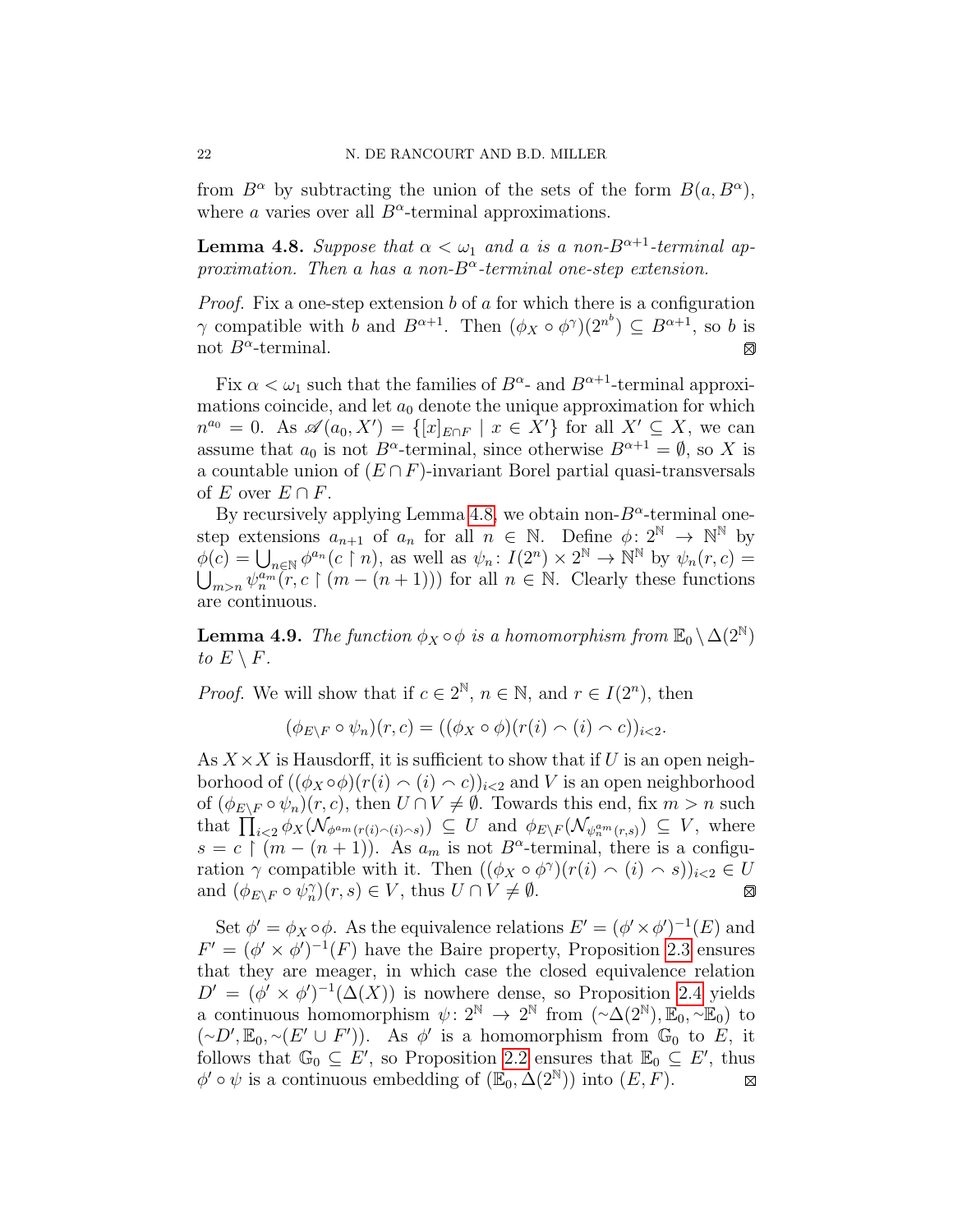from $B^\alpha$ by subtracting the union of the sets of the form $B(a, B^\alpha)$, where $a$ varies over all $B^\alpha$-terminal approximations.

**Lemma 4.8.** *Suppose that $\alpha < \omega_1$ and $a$ is a non-$B^{\alpha+1}$-terminal approximation. Then $a$ has a non-$B^\alpha$-terminal one-step extension.*

*Proof.* Fix a one-step extension $b$ of $a$ for which there is a configuration $\gamma$ compatible with $b$ and $B^{\alpha+1}$. Then $(\phi_X \circ \phi^\gamma)(2^{n^b}) \subseteq B^{\alpha+1}$, so $b$ is not $B^\alpha$-terminal. ⊠

Fix $\alpha < \omega_1$ such that the families of $B^\alpha$- and $B^{\alpha+1}$-terminal approximations coincide, and let $a_0$ denote the unique approximation for which $n^{a_0} = 0$. As $\mathscr{A}(a_0, X') = \{[x]_{E \cap F} \mid x \in X'\}$ for all $X' \subseteq X$, we can assume that $a_0$ is not $B^\alpha$-terminal, since otherwise $B^{\alpha+1} = \emptyset$, so $X$ is a countable union of $(E \cap F)$-invariant Borel partial quasi-transversals of $E$ over $E \cap F$.

By recursively applying Lemma 4.8, we obtain non-$B^\alpha$-terminal one-step extensions $a_{n+1}$ of $a_n$ for all $n \in \mathbb{N}$. Define $\phi \colon 2^\mathbb{N} \to \mathbb{N}^\mathbb{N}$ by $\phi(c) = \bigcup_{n \in \mathbb{N}} \phi^{a_n}(c \upharpoonright n)$, as well as $\psi_n \colon I(2^n) \times 2^\mathbb{N} \to \mathbb{N}^\mathbb{N}$ by $\psi_n(r, c) = \bigcup_{m > n} \psi_n^{a_m}(r, c \upharpoonright (m - (n+1)))$ for all $n \in \mathbb{N}$. Clearly these functions are continuous.

**Lemma 4.9.** *The function $\phi_X \circ \phi$ is a homomorphism from $\mathbb{E}_0 \setminus \Delta(2^\mathbb{N})$ to $E \setminus F$.*

*Proof.* We will show that if $c \in 2^\mathbb{N}$, $n \in \mathbb{N}$, and $r \in I(2^n)$, then

$$(\phi_{E \setminus F} \circ \psi_n)(r, c) = ((\phi_X \circ \phi)(r(i) \frown (i) \frown c))_{i<2}.$$

As $X \times X$ is Hausdorff, it is sufficient to show that if $U$ is an open neighborhood of $((\phi_X \circ \phi)(r(i) \frown (i) \frown c))_{i<2}$ and $V$ is an open neighborhood of $(\phi_{E \setminus F} \circ \psi_n)(r, c)$, then $U \cap V \neq \emptyset$. Towards this end, fix $m > n$ such that $\prod_{i<2} \phi_X(\mathcal{N}_{\phi^{a_m}(r(i) \frown (i) \frown s)}) \subseteq U$ and $\phi_{E \setminus F}(\mathcal{N}_{\psi_n^{a_m}(r,s)}) \subseteq V$, where $s = c \upharpoonright (m - (n+1))$. As $a_m$ is not $B^\alpha$-terminal, there is a configuration $\gamma$ compatible with it. Then $((\phi_X \circ \phi^\gamma)(r(i) \frown (i) \frown s))_{i<2} \in U$ and $(\phi_{E \setminus F} \circ \psi_n^\gamma)(r, s) \in V$, thus $U \cap V \neq \emptyset$. ⊠

Set $\phi' = \phi_X \circ \phi$. As the equivalence relations $E' = (\phi' \times \phi')^{-1}(E)$ and $F' = (\phi' \times \phi')^{-1}(F)$ have the Baire property, Proposition 2.3 ensures that they are meager, in which case the closed equivalence relation $D' = (\phi' \times \phi')^{-1}(\Delta(X))$ is nowhere dense, so Proposition 2.4 yields a continuous homomorphism $\psi \colon 2^\mathbb{N} \to 2^\mathbb{N}$ from $({\sim}\Delta(2^\mathbb{N}), \mathbb{E}_0, {\sim}\mathbb{E}_0)$ to $({\sim}D', \mathbb{E}_0, {\sim}(E' \cup F'))$. As $\phi'$ is a homomorphism from $\mathbb{G}_0$ to $E$, it follows that $\mathbb{G}_0 \subseteq E'$, so Proposition 2.2 ensures that $\mathbb{E}_0 \subseteq E'$, thus $\phi' \circ \psi$ is a continuous embedding of $(\mathbb{E}_0, \Delta(2^\mathbb{N}))$ into $(E, F)$. ⊠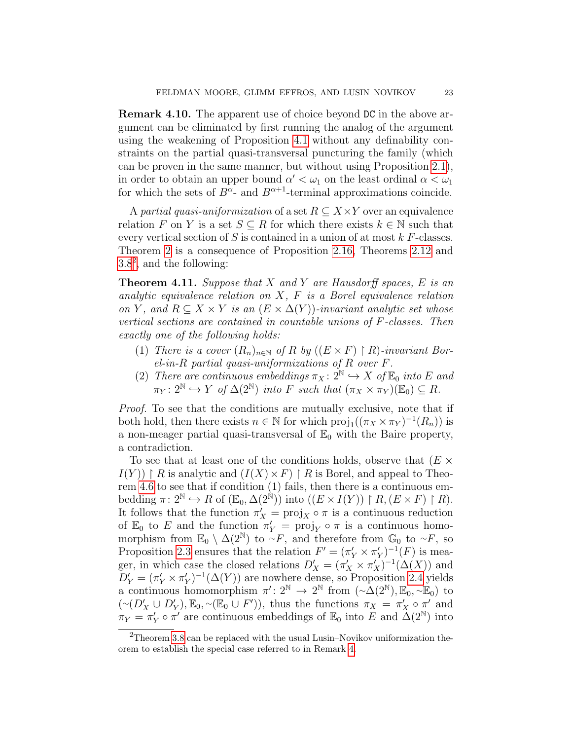**Remark 4.10.** The apparent use of choice beyond DC in the above argument can be eliminated by first running the analog of the argument using the weakening of Proposition 4.1 without any definability constraints on the partial quasi-transversal puncturing the family (which can be proven in the same manner, but without using Proposition 2.1), in order to obtain an upper bound $\alpha' < \omega_1$ on the least ordinal $\alpha < \omega_1$ for which the sets of $B^\alpha$- and $B^{\alpha+1}$-terminal approximations coincide.

A *partial quasi-uniformization* of a set $R \subseteq X \times Y$ over an equivalence relation $F$ on $Y$ is a set $S \subseteq R$ for which there exists $k \in \mathbb{N}$ such that every vertical section of $S$ is contained in a union of at most $k$ $F$-classes. Theorem 2 is a consequence of Proposition 2.16, Theorems 2.12 and 3.8[2], and the following:

**Theorem 4.11.** *Suppose that $X$ and $Y$ are Hausdorff spaces, $E$ is an analytic equivalence relation on $X$, $F$ is a Borel equivalence relation on $Y$, and $R \subseteq X \times Y$ is an $(E \times \Delta(Y))$-invariant analytic set whose vertical sections are contained in countable unions of $F$-classes. Then exactly one of the following holds:*

1. *There is a cover $(R_n)_{n\in\mathbb{N}}$ of $R$ by $((E \times F) \upharpoonright R)$-invariant Borel-in-$R$ partial quasi-uniformizations of $R$ over $F$.*
2. *There are continuous embeddings $\pi_X : 2^{\mathbb{N}} \hookrightarrow X$ of $\mathbb{E}_0$ into $E$ and $\pi_Y : 2^{\mathbb{N}} \hookrightarrow Y$ of $\Delta(2^{\mathbb{N}})$ into $F$ such that $(\pi_X \times \pi_Y)(\mathbb{E}_0) \subseteq R$.*

*Proof.* To see that the conditions are mutually exclusive, note that if both hold, then there exists $n \in \mathbb{N}$ for which $\mathrm{proj}_1((\pi_X \times \pi_Y)^{-1}(R_n))$ is a non-meager partial quasi-transversal of $\mathbb{E}_0$ with the Baire property, a contradiction.

To see that at least one of the conditions holds, observe that $(E \times I(Y)) \upharpoonright R$ is analytic and $(I(X) \times F) \upharpoonright R$ is Borel, and appeal to Theorem 4.6 to see that if condition (1) fails, then there is a continuous embedding $\pi : 2^{\mathbb{N}} \hookrightarrow R$ of $(\mathbb{E}_0, \Delta(2^{\mathbb{N}}))$ into $((E \times I(Y)) \upharpoonright R, (E \times F) \upharpoonright R)$. It follows that the function $\pi'_X = \mathrm{proj}_X \circ \pi$ is a continuous reduction of $\mathbb{E}_0$ to $E$ and the function $\pi'_Y = \mathrm{proj}_Y \circ \pi$ is a continuous homomorphism from $\mathbb{E}_0 \setminus \Delta(2^{\mathbb{N}})$ to $\sim F$, and therefore from $\mathbb{G}_0$ to $\sim F$, so Proposition 2.3 ensures that the relation $F' = (\pi'_Y \times \pi'_Y)^{-1}(F)$ is meager, in which case the closed relations $D'_X = (\pi'_X \times \pi'_X)^{-1}(\Delta(X))$ and $D'_Y = (\pi'_Y \times \pi'_Y)^{-1}(\Delta(Y))$ are nowhere dense, so Proposition 2.4 yields a continuous homomorphism $\pi' : 2^{\mathbb{N}} \to 2^{\mathbb{N}}$ from $(\sim\Delta(2^{\mathbb{N}}), \mathbb{E}_0, \sim\mathbb{E}_0)$ to $(\sim(D'_X \cup D'_Y), \mathbb{E}_0, \sim(\mathbb{E}_0 \cup F'))$, thus the functions $\pi_X = \pi'_X \circ \pi'$ and $\pi_Y = \pi'_Y \circ \pi'$ are continuous embeddings of $\mathbb{E}_0$ into $E$ and $\Delta(2^{\mathbb{N}})$ into

[2] Theorem 3.8 can be replaced with the usual Lusin–Novikov uniformization theorem to establish the special case referred to in Remark 4.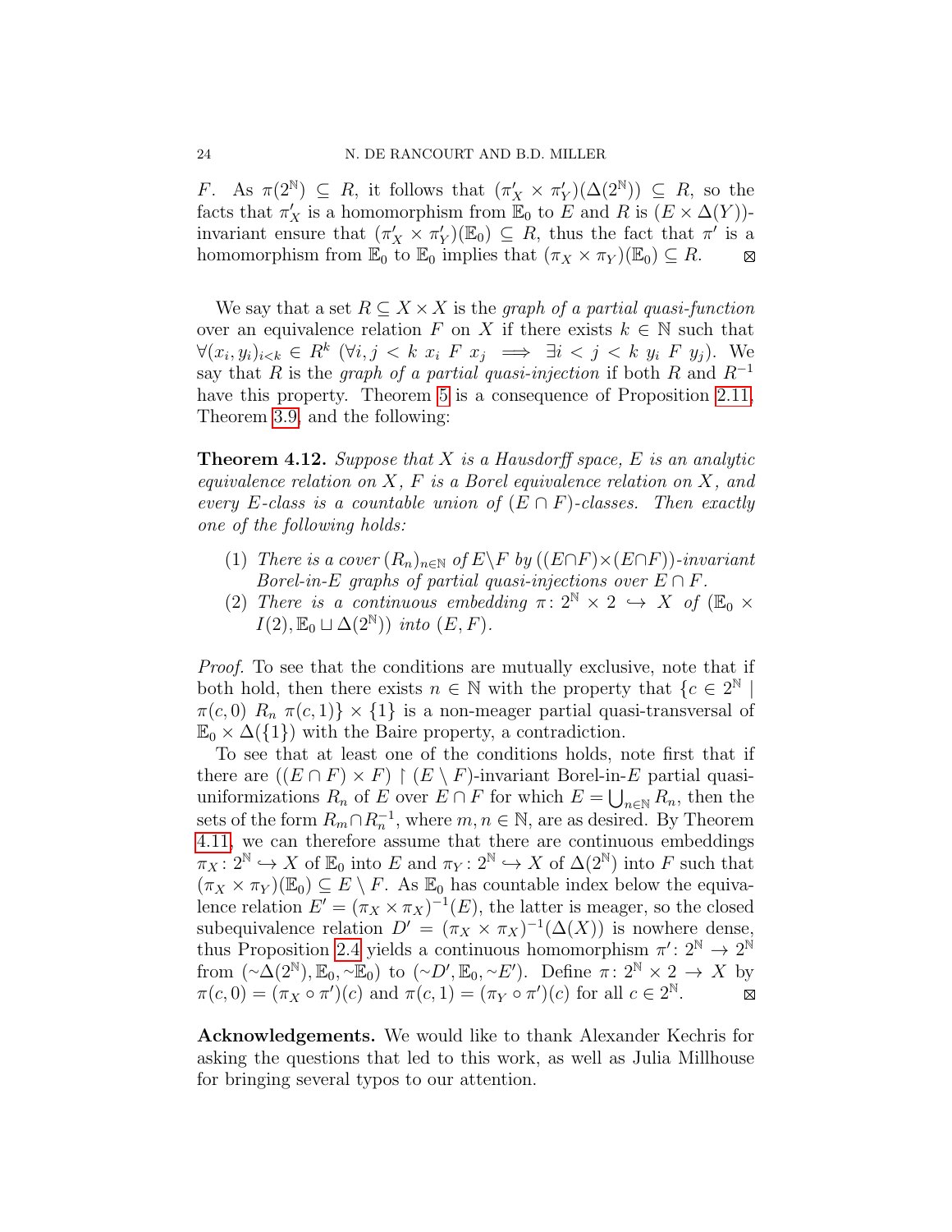$F$. As $\pi(2^{\mathbb{N}}) \subseteq R$, it follows that $(\pi'_X \times \pi'_Y)(\Delta(2^{\mathbb{N}})) \subseteq R$, so the facts that $\pi'_X$ is a homomorphism from $\mathbb{E}_0$ to $E$ and $R$ is $(E \times \Delta(Y))$-invariant ensure that $(\pi'_X \times \pi'_Y)(\mathbb{E}_0) \subseteq R$, thus the fact that $\pi'$ is a homomorphism from $\mathbb{E}_0$ to $\mathbb{E}_0$ implies that $(\pi_X \times \pi_Y)(\mathbb{E}_0) \subseteq R$. ⊠

We say that a set $R \subseteq X \times X$ is the *graph of a partial quasi-function* over an equivalence relation $F$ on $X$ if there exists $k \in \mathbb{N}$ such that $\forall (x_i, y_i)_{i<k} \in R^k \ (\forall i, j < k \ x_i \ F \ x_j \implies \exists i < j < k \ y_i \ F \ y_j)$. We say that $R$ is the *graph of a partial quasi-injection* if both $R$ and $R^{-1}$ have this property. Theorem 5 is a consequence of Proposition 2.11, Theorem 3.9, and the following:

**Theorem 4.12.** *Suppose that $X$ is a Hausdorff space, $E$ is an analytic equivalence relation on $X$, $F$ is a Borel equivalence relation on $X$, and every $E$-class is a countable union of $(E \cap F)$-classes. Then exactly one of the following holds:*

1. *There is a cover $(R_n)_{n \in \mathbb{N}}$ of $E \setminus F$ by $((E \cap F) \times (E \cap F))$-invariant Borel-in-$E$ graphs of partial quasi-injections over $E \cap F$.*
2. *There is a continuous embedding $\pi \colon 2^{\mathbb{N}} \times 2 \hookrightarrow X$ of $(\mathbb{E}_0 \times I(2), \mathbb{E}_0 \sqcup \Delta(2^{\mathbb{N}}))$ into $(E, F)$.*

*Proof.* To see that the conditions are mutually exclusive, note that if both hold, then there exists $n \in \mathbb{N}$ with the property that $\{c \in 2^{\mathbb{N}} \mid \pi(c, 0) \ R_n \ \pi(c, 1)\} \times \{1\}$ is a non-meager partial quasi-transversal of $\mathbb{E}_0 \times \Delta(\{1\})$ with the Baire property, a contradiction.

To see that at least one of the conditions holds, note first that if there are $((E \cap F) \times F) \upharpoonright (E \setminus F)$-invariant Borel-in-$E$ partial quasi-uniformizations $R_n$ of $E$ over $E \cap F$ for which $E = \bigcup_{n \in \mathbb{N}} R_n$, then the sets of the form $R_m \cap R_n^{-1}$, where $m, n \in \mathbb{N}$, are as desired. By Theorem 4.11, we can therefore assume that there are continuous embeddings $\pi_X \colon 2^{\mathbb{N}} \hookrightarrow X$ of $\mathbb{E}_0$ into $E$ and $\pi_Y \colon 2^{\mathbb{N}} \hookrightarrow X$ of $\Delta(2^{\mathbb{N}})$ into $F$ such that $(\pi_X \times \pi_Y)(\mathbb{E}_0) \subseteq E \setminus F$. As $\mathbb{E}_0$ has countable index below the equivalence relation $E' = (\pi_X \times \pi_X)^{-1}(E)$, the latter is meager, so the closed subequivalence relation $D' = (\pi_X \times \pi_X)^{-1}(\Delta(X))$ is nowhere dense, thus Proposition 2.4 yields a continuous homomorphism $\pi' \colon 2^{\mathbb{N}} \to 2^{\mathbb{N}}$ from $({\sim}\Delta(2^{\mathbb{N}}), \mathbb{E}_0, {\sim}\mathbb{E}_0)$ to $({\sim}D', \mathbb{E}_0, {\sim}E')$. Define $\pi \colon 2^{\mathbb{N}} \times 2 \to X$ by $\pi(c, 0) = (\pi_X \circ \pi')(c)$ and $\pi(c, 1) = (\pi_Y \circ \pi')(c)$ for all $c \in 2^{\mathbb{N}}$. ⊠

**Acknowledgements.** We would like to thank Alexander Kechris for asking the questions that led to this work, as well as Julia Millhouse for bringing several typos to our attention.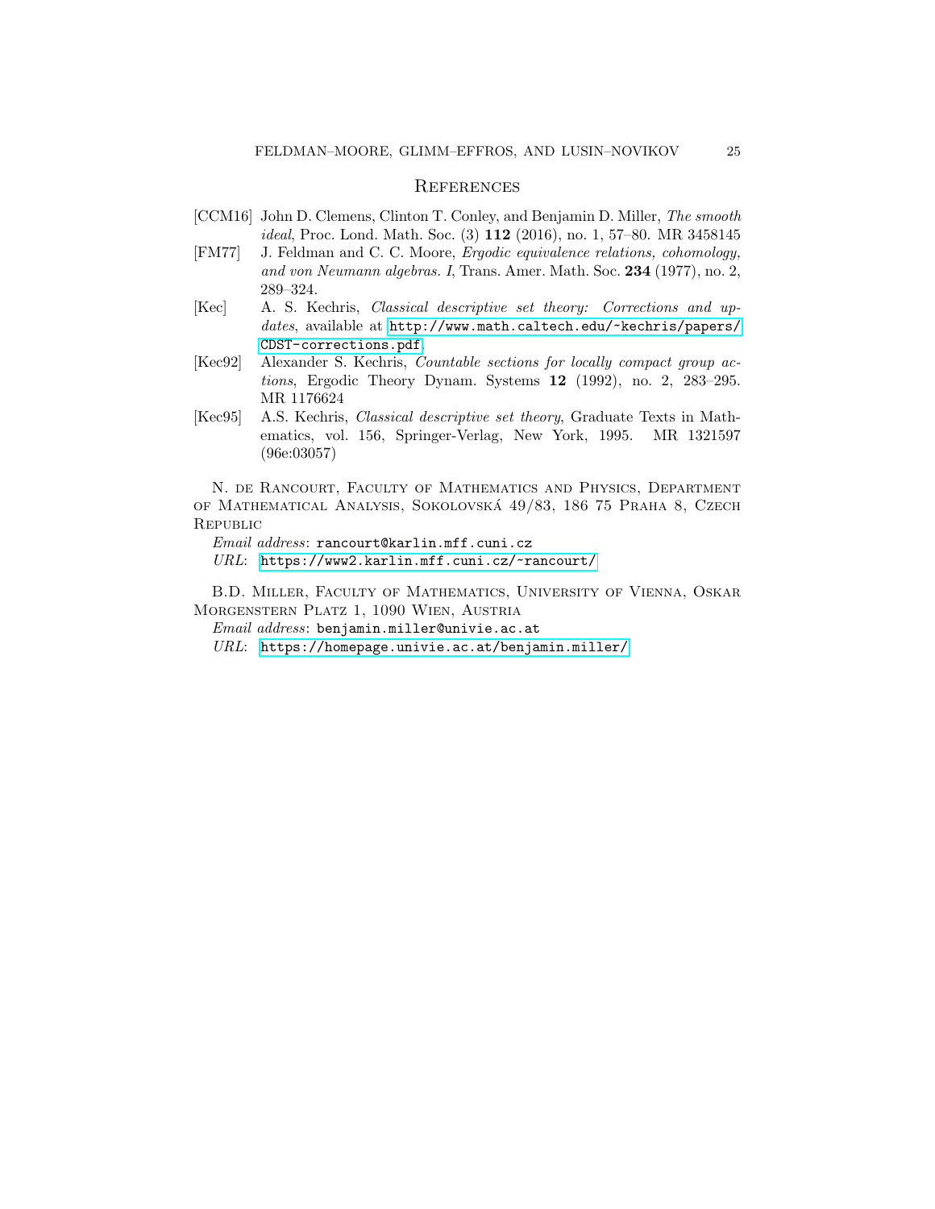## References

[CCM16] John D. Clemens, Clinton T. Conley, and Benjamin D. Miller, *The smooth ideal*, Proc. Lond. Math. Soc. (3) **112** (2016), no. 1, 57–80. MR 3458145

[FM77] J. Feldman and C. C. Moore, *Ergodic equivalence relations, cohomology, and von Neumann algebras. I*, Trans. Amer. Math. Soc. **234** (1977), no. 2, 289–324.

[Kec] A. S. Kechris, *Classical descriptive set theory: Corrections and updates*, available at http://www.math.caltech.edu/~kechris/papers/CDST-corrections.pdf.

[Kec92] Alexander S. Kechris, *Countable sections for locally compact group actions*, Ergodic Theory Dynam. Systems **12** (1992), no. 2, 283–295. MR 1176624

[Kec95] A.S. Kechris, *Classical descriptive set theory*, Graduate Texts in Mathematics, vol. 156, Springer-Verlag, New York, 1995. MR 1321597 (96e:03057)

N. de Rancourt, Faculty of Mathematics and Physics, Department of Mathematical Analysis, Sokolovská 49/83, 186 75 Praha 8, Czech Republic

*Email address*: rancourt@karlin.mff.cuni.cz

*URL*: https://www2.karlin.mff.cuni.cz/~rancourt/

B.D. Miller, Faculty of Mathematics, University of Vienna, Oskar Morgenstern Platz 1, 1090 Wien, Austria

*Email address*: benjamin.miller@univie.ac.at

*URL*: https://homepage.univie.ac.at/benjamin.miller/